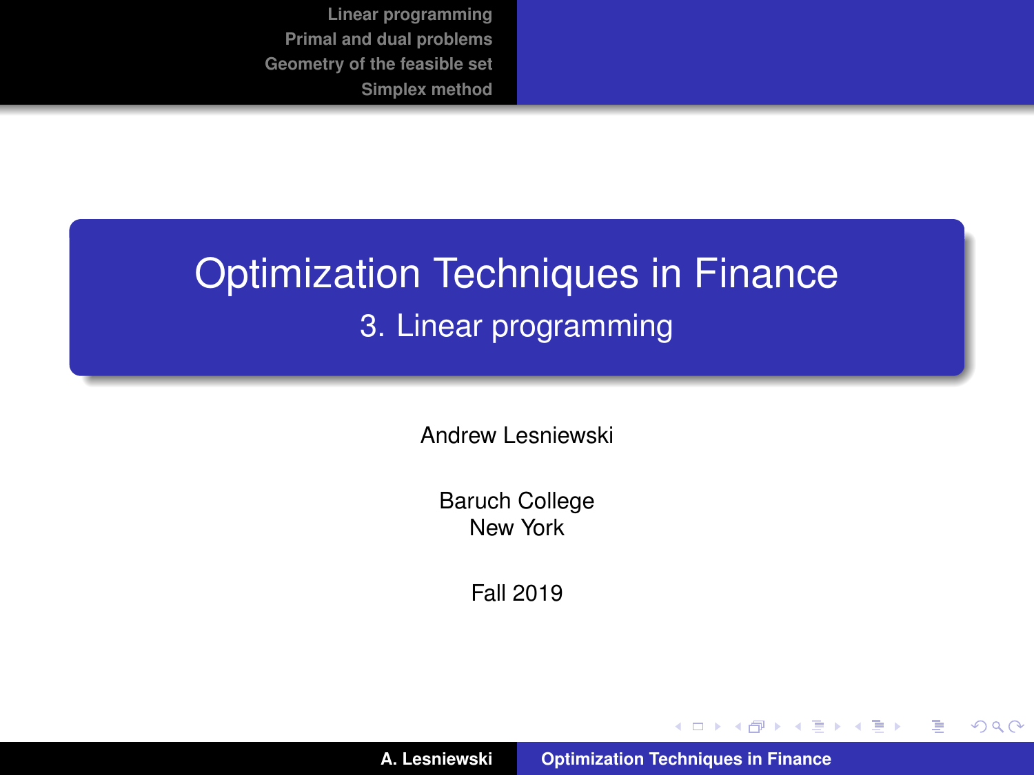# Optimization Techniques in Finance

## 3. Linear programming

Andrew Lesniewski

Baruch College
New York

Fall 2019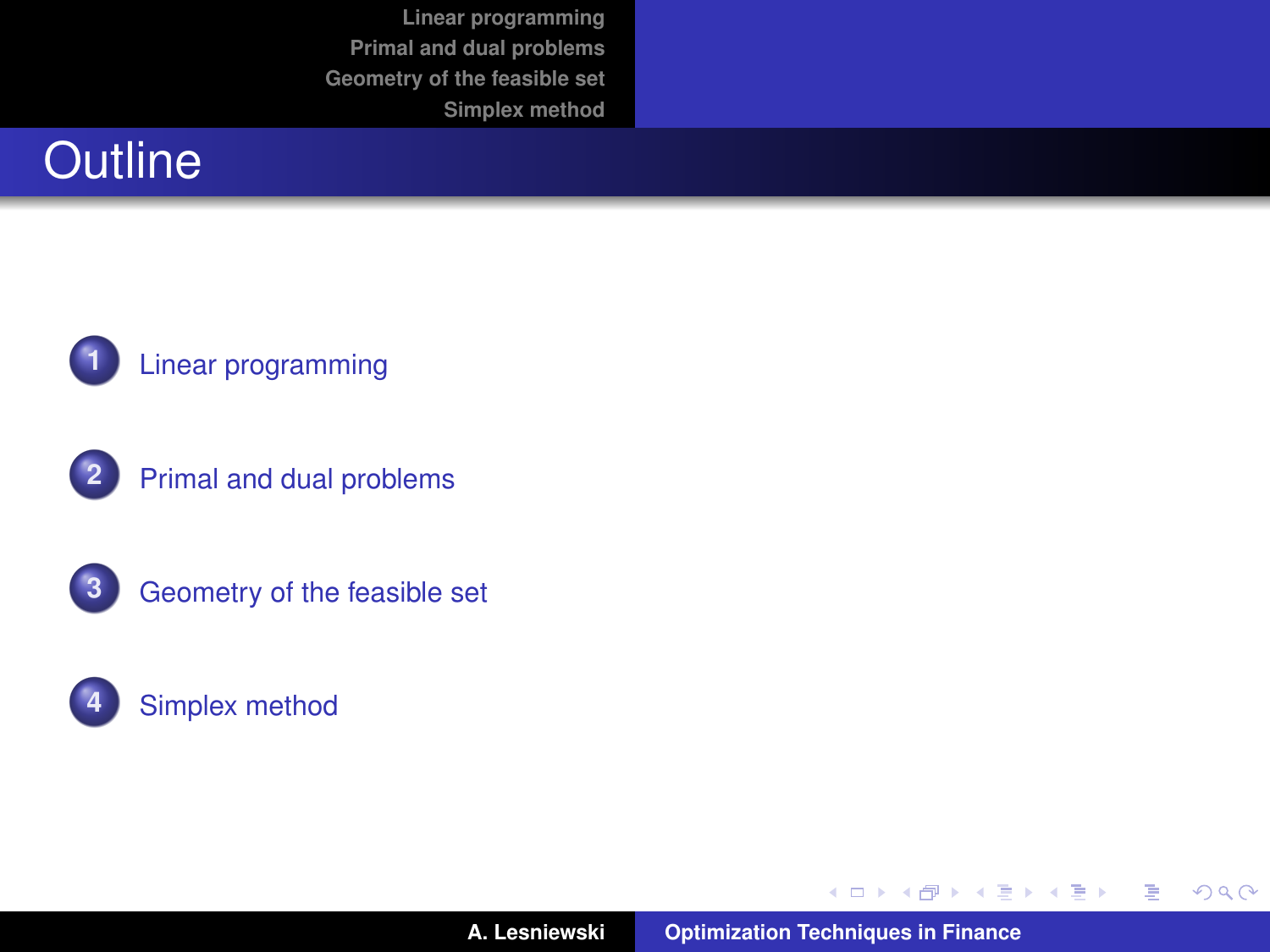# Outline

1. Linear programming
2. Primal and dual problems
3. Geometry of the feasible set
4. Simplex method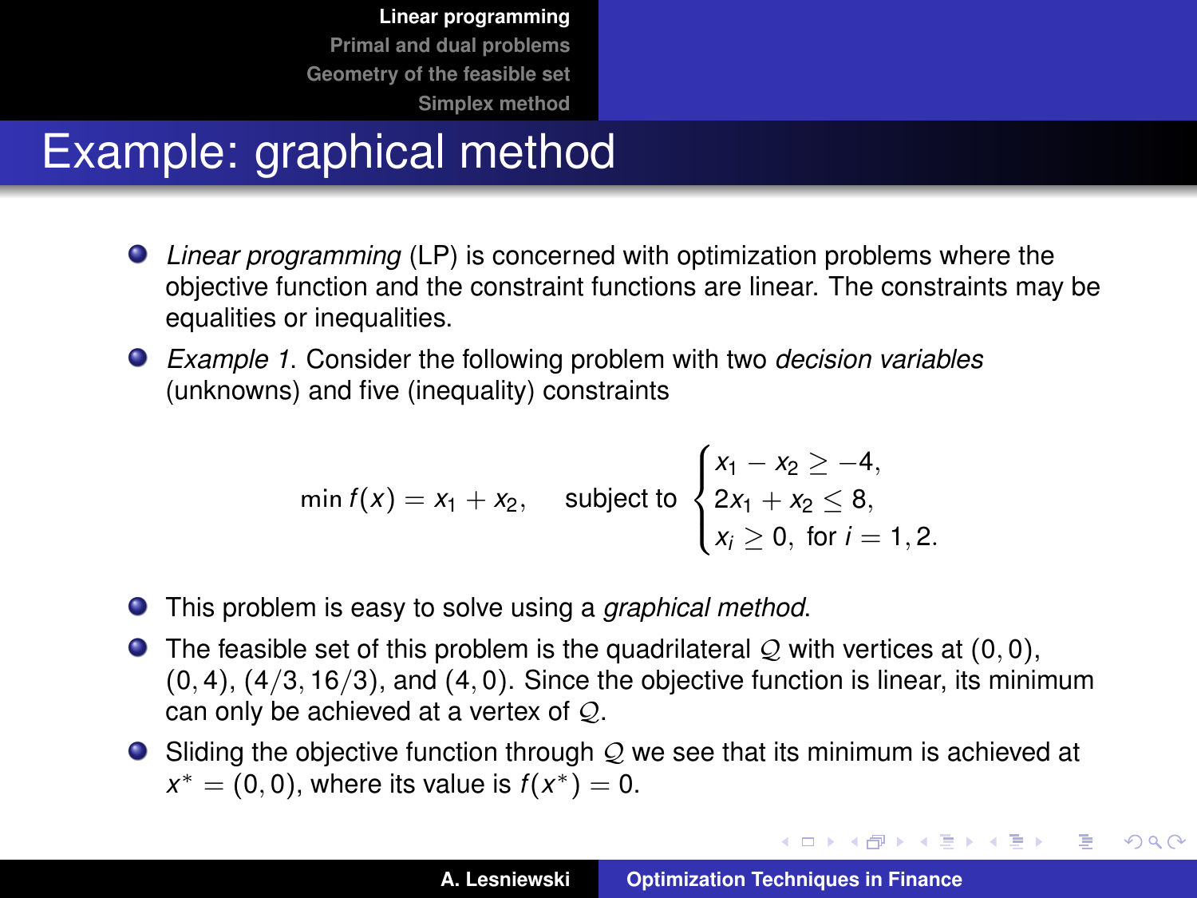# Example: graphical method

- *Linear programming* (LP) is concerned with optimization problems where the objective function and the constraint functions are linear. The constraints may be equalities or inequalities.
- *Example 1*. Consider the following problem with two *decision variables* (unknowns) and five (inequality) constraints

$$\min f(x) = x_1 + x_2, \quad \text{subject to} \begin{cases} x_1 - x_2 \geq -4, \\ 2x_1 + x_2 \leq 8, \\ x_i \geq 0, \ \text{for } i = 1, 2. \end{cases}$$

- This problem is easy to solve using a *graphical method*.
- The feasible set of this problem is the quadrilateral $\mathcal{Q}$ with vertices at $(0, 0)$, $(0, 4)$, $(4/3, 16/3)$, and $(4, 0)$. Since the objective function is linear, its minimum can only be achieved at a vertex of $\mathcal{Q}$.
- Sliding the objective function through $\mathcal{Q}$ we see that its minimum is achieved at $x^* = (0, 0)$, where its value is $f(x^*) = 0$.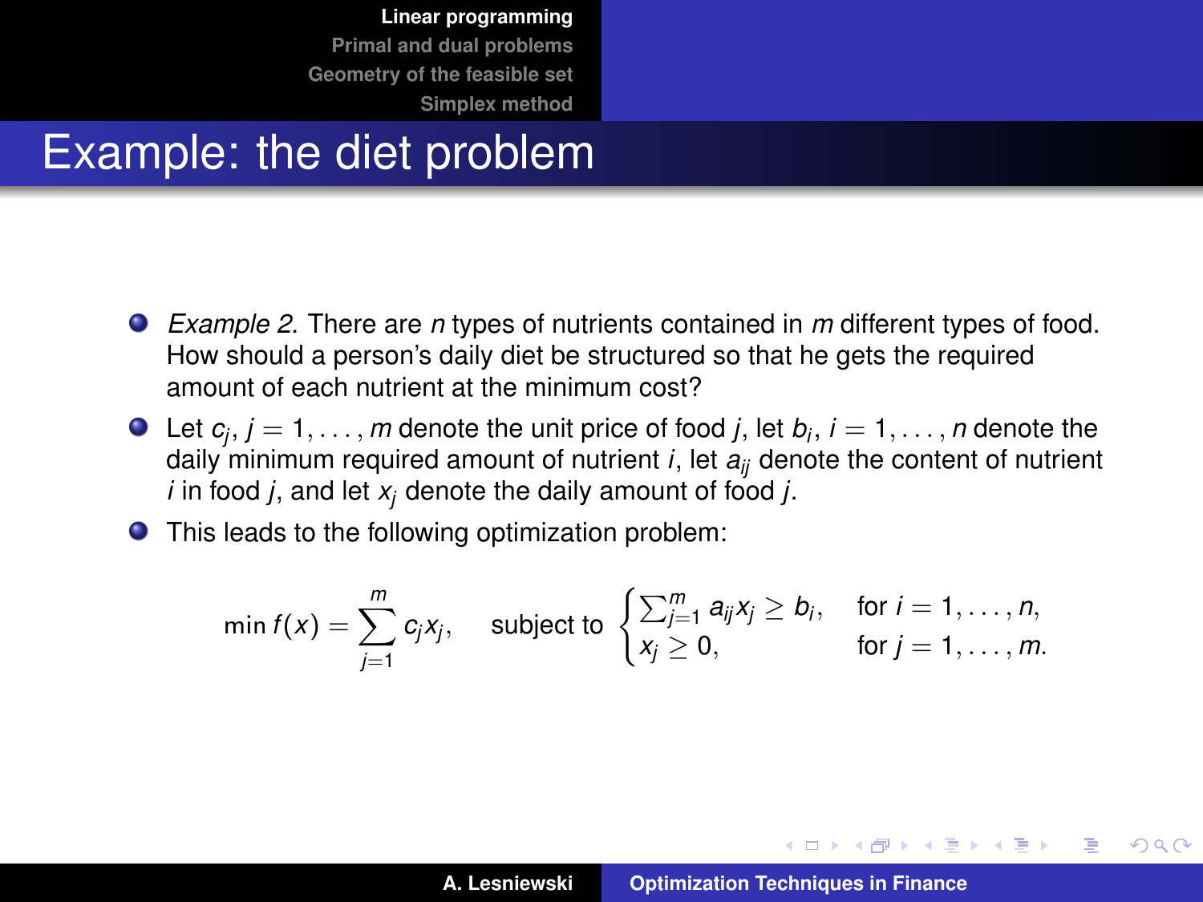# Example: the diet problem

- *Example 2*. There are $n$ types of nutrients contained in $m$ different types of food. How should a person's daily diet be structured so that he gets the required amount of each nutrient at the minimum cost?
- Let $c_j$, $j = 1, \ldots, m$ denote the unit price of food $j$, let $b_i$, $i = 1, \ldots, n$ denote the daily minimum required amount of nutrient $i$, let $a_{ij}$ denote the content of nutrient $i$ in food $j$, and let $x_j$ denote the daily amount of food $j$.
- This leads to the following optimization problem:

$$\min f(x) = \sum_{j=1}^{m} c_j x_j, \quad \text{subject to} \begin{cases} \sum_{j=1}^{m} a_{ij} x_j \geq b_i, & \text{for } i = 1, \ldots, n, \\ x_j \geq 0, & \text{for } j = 1, \ldots, m. \end{cases}$$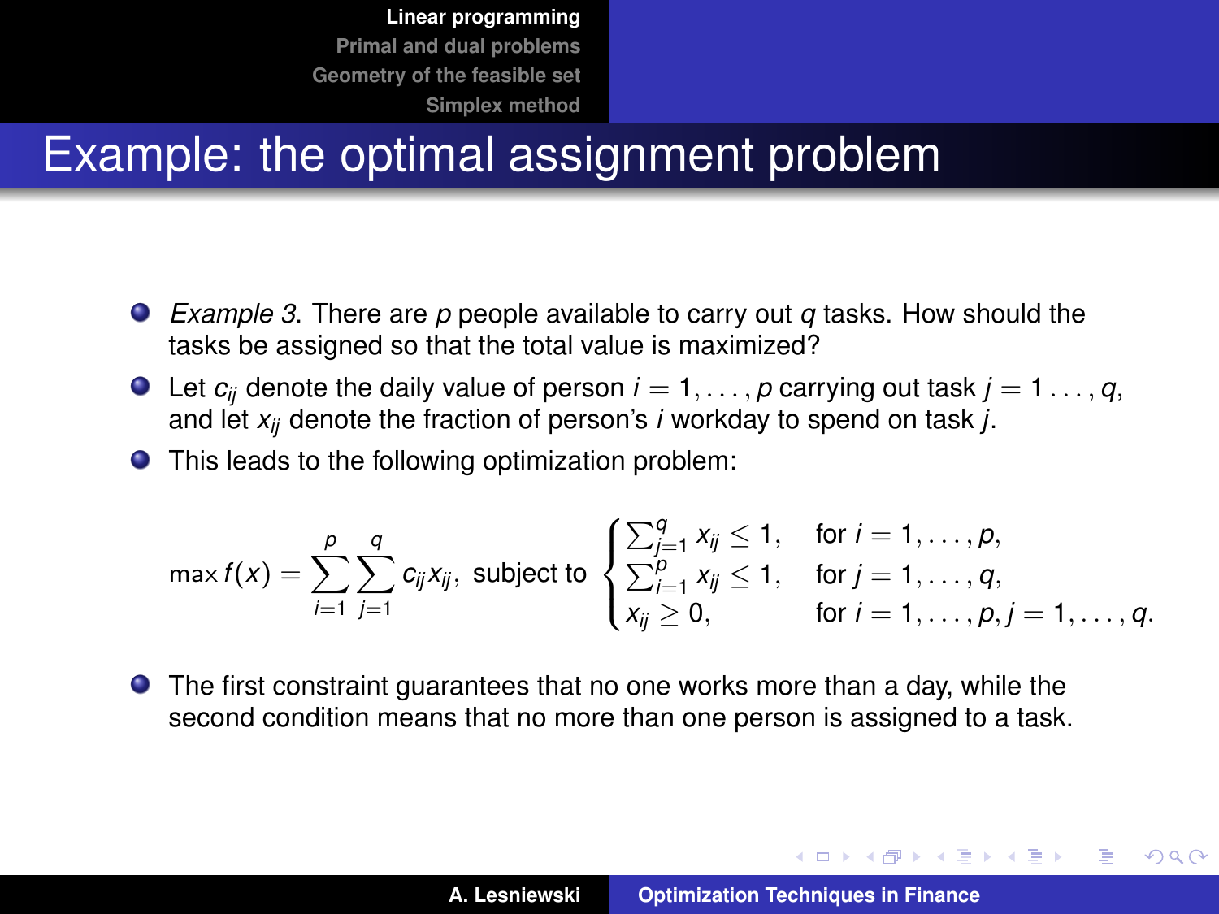# Example: the optimal assignment problem

- *Example 3*. There are $p$ people available to carry out $q$ tasks. How should the tasks be assigned so that the total value is maximized?
- Let $c_{ij}$ denote the daily value of person $i = 1, \ldots, p$ carrying out task $j = 1 \ldots, q$, and let $x_{ij}$ denote the fraction of person's $i$ workday to spend on task $j$.
- This leads to the following optimization problem:

$$
\max f(x) = \sum_{i=1}^{p} \sum_{j=1}^{q} c_{ij} x_{ij}, \text{ subject to } \begin{cases} \sum_{j=1}^{q} x_{ij} \leq 1, & \text{for } i = 1, \ldots, p, \\ \sum_{i=1}^{p} x_{ij} \leq 1, & \text{for } j = 1, \ldots, q, \\ x_{ij} \geq 0, & \text{for } i = 1, \ldots, p, j = 1, \ldots, q. \end{cases}
$$

- The first constraint guarantees that no one works more than a day, while the second condition means that no more than one person is assigned to a task.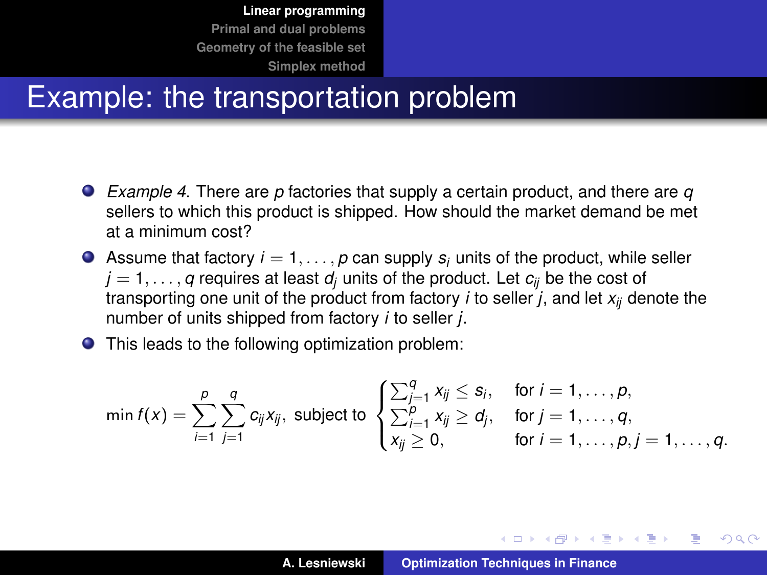# Example: the transportation problem

- *Example 4*. There are $p$ factories that supply a certain product, and there are $q$ sellers to which this product is shipped. How should the market demand be met at a minimum cost?
- Assume that factory $i = 1, \ldots, p$ can supply $s_i$ units of the product, while seller $j = 1, \ldots, q$ requires at least $d_j$ units of the product. Let $c_{ij}$ be the cost of transporting one unit of the product from factory $i$ to seller $j$, and let $x_{ij}$ denote the number of units shipped from factory $i$ to seller $j$.
- This leads to the following optimization problem:

$$
\min f(x) = \sum_{i=1}^{p} \sum_{j=1}^{q} c_{ij} x_{ij}, \text{ subject to } \begin{cases} \sum_{j=1}^{q} x_{ij} \leq s_i, & \text{for } i = 1, \ldots, p, \\ \sum_{i=1}^{p} x_{ij} \geq d_j, & \text{for } j = 1, \ldots, q, \\ x_{ij} \geq 0, & \text{for } i = 1, \ldots, p, j = 1, \ldots, q. \end{cases}
$$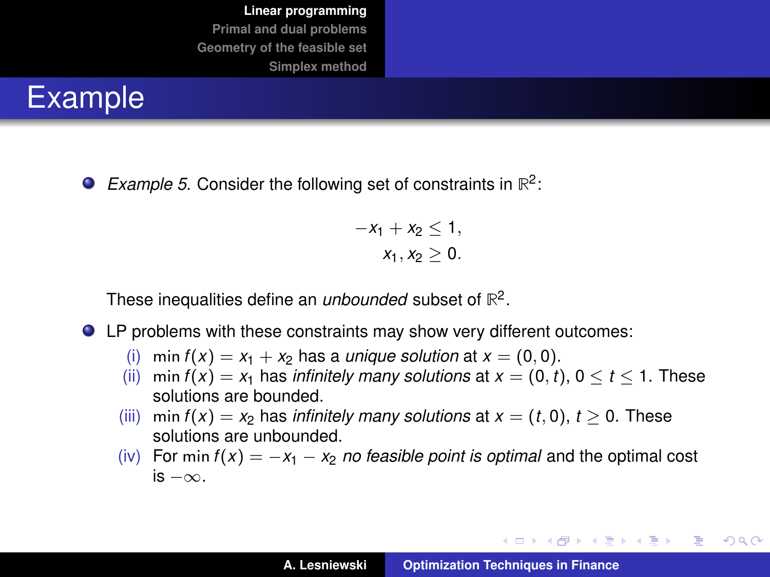# Example

- *Example 5*. Consider the following set of constraints in $\mathbb{R}^2$:

$$
\begin{aligned}
-x_1 + x_2 &\leq 1, \\
x_1, x_2 &\geq 0.
\end{aligned}
$$

  These inequalities define an *unbounded* subset of $\mathbb{R}^2$.

- LP problems with these constraints may show very different outcomes:
  - (i) $\min f(x) = x_1 + x_2$ has a *unique solution* at $x = (0, 0)$.
  - (ii) $\min f(x) = x_1$ has *infinitely many solutions* at $x = (0, t)$, $0 \leq t \leq 1$. These solutions are bounded.
  - (iii) $\min f(x) = x_2$ has *infinitely many solutions* at $x = (t, 0)$, $t \geq 0$. These solutions are unbounded.
  - (iv) For $\min f(x) = -x_1 - x_2$ *no feasible point is optimal* and the optimal cost is $-\infty$.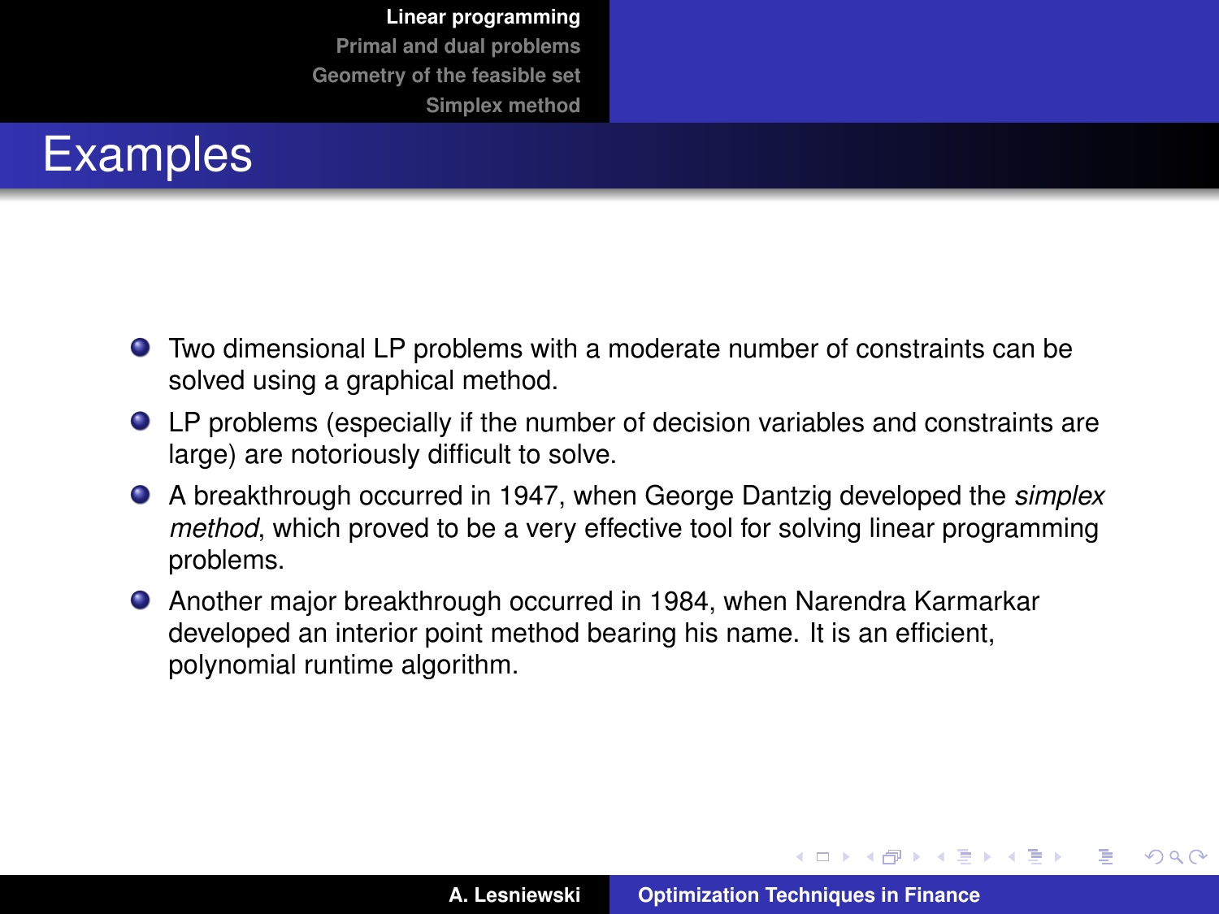# Examples

- Two dimensional LP problems with a moderate number of constraints can be solved using a graphical method.
- LP problems (especially if the number of decision variables and constraints are large) are notoriously difficult to solve.
- A breakthrough occurred in 1947, when George Dantzig developed the *simplex method*, which proved to be a very effective tool for solving linear programming problems.
- Another major breakthrough occurred in 1984, when Narendra Karmarkar developed an interior point method bearing his name. It is an efficient, polynomial runtime algorithm.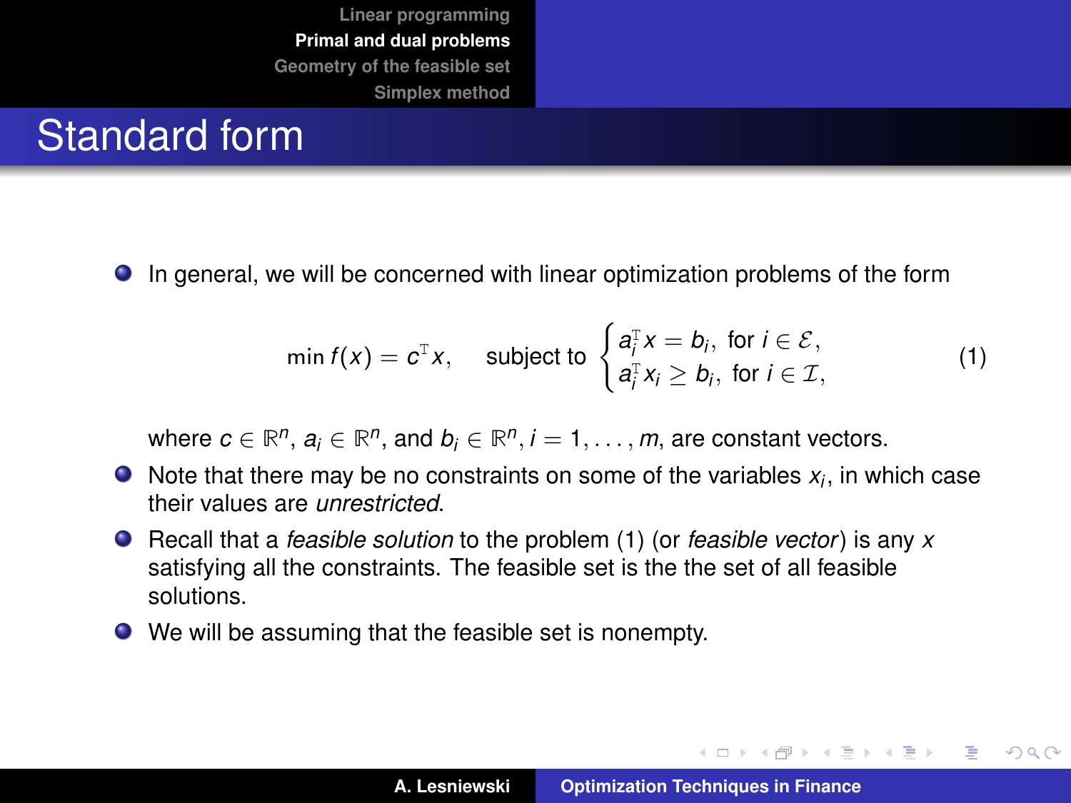# Standard form

- In general, we will be concerned with linear optimization problems of the form

$$\min f(x) = c^{\mathrm{T}} x, \quad \text{subject to } \begin{cases} a_i^{\mathrm{T}} x = b_i, \text{ for } i \in \mathcal{E}, \\ a_i^{\mathrm{T}} x_i \geq b_i, \text{ for } i \in \mathcal{I}, \end{cases} \tag{1}$$

  where $c \in \mathbb{R}^n$, $a_i \in \mathbb{R}^n$, and $b_i \in \mathbb{R}^n, i = 1, \ldots, m$, are constant vectors.
- Note that there may be no constraints on some of the variables $x_i$, in which case their values are *unrestricted*.
- Recall that a *feasible solution* to the problem (1) (or *feasible vector*) is any $x$ satisfying all the constraints. The feasible set is the the set of all feasible solutions.
- We will be assuming that the feasible set is nonempty.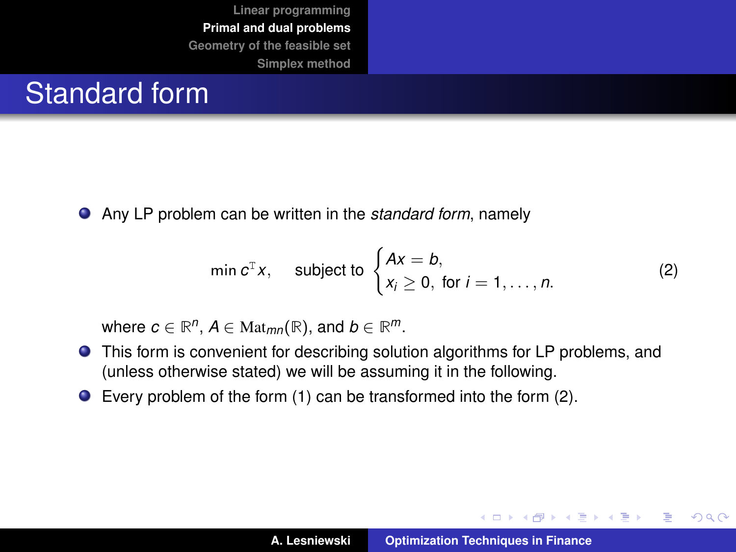# Standard form

- Any LP problem can be written in the *standard form*, namely

$$\min c^{\mathrm{T}} x, \quad \text{subject to } \begin{cases} Ax = b, \\ x_i \geq 0, \text{ for } i = 1, \ldots, n. \end{cases} \tag{2}$$

  where $c \in \mathbb{R}^n$, $A \in \mathrm{Mat}_{mn}(\mathbb{R})$, and $b \in \mathbb{R}^m$.

- This form is convenient for describing solution algorithms for LP problems, and (unless otherwise stated) we will be assuming it in the following.
- Every problem of the form (1) can be transformed into the form (2).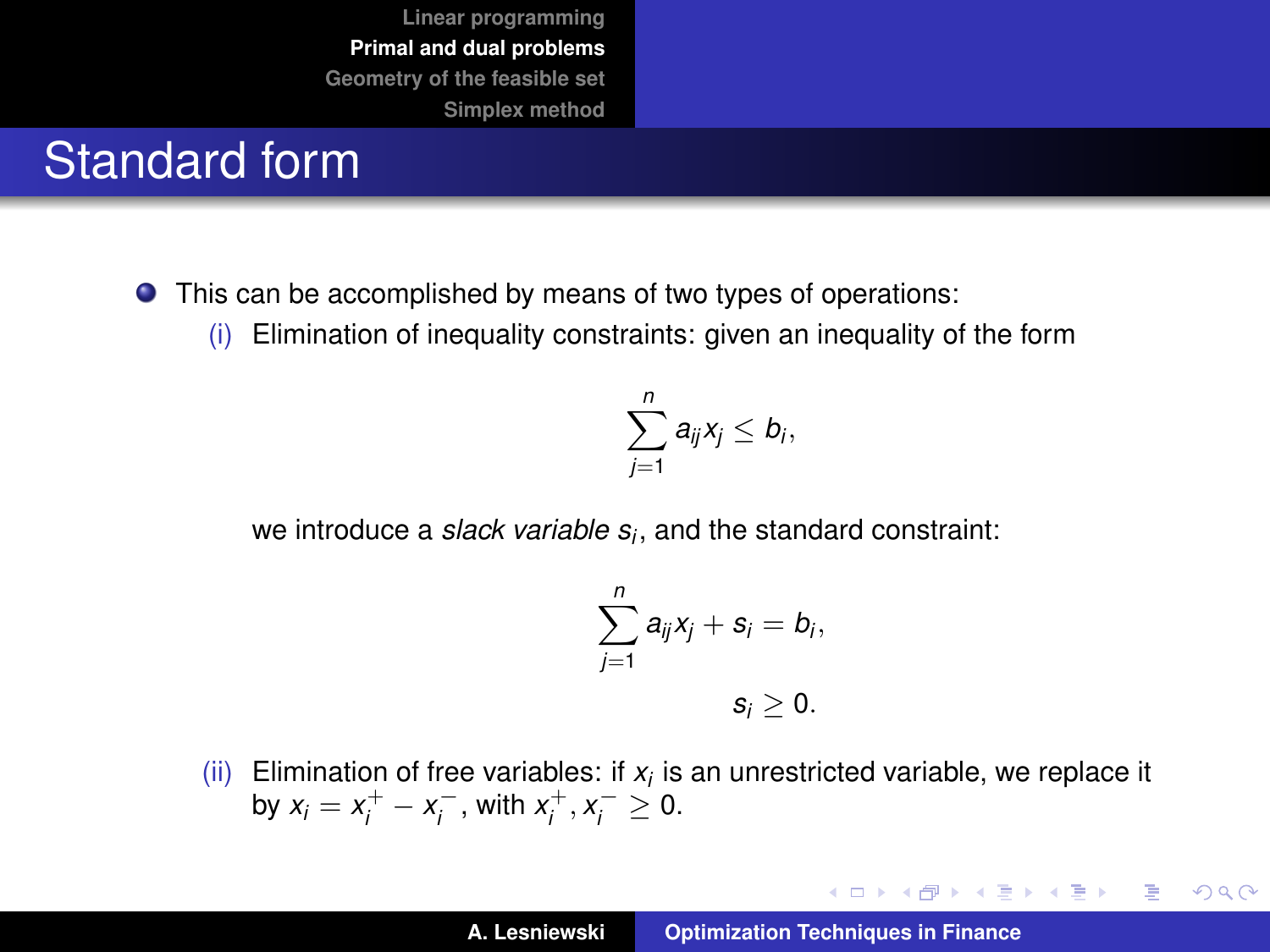# Standard form

- This can be accomplished by means of two types of operations:
  - (i) Elimination of inequality constraints: given an inequality of the form

$$\sum_{j=1}^{n} a_{ij} x_j \leq b_i,$$

we introduce a *slack variable* $s_i$, and the standard constraint:

$$\sum_{j=1}^{n} a_{ij} x_j + s_i = b_i,$$
$$s_i \geq 0.$$

  - (ii) Elimination of free variables: if $x_i$ is an unrestricted variable, we replace it by $x_i = x_i^+ - x_i^-$, with $x_i^+, x_i^- \geq 0$.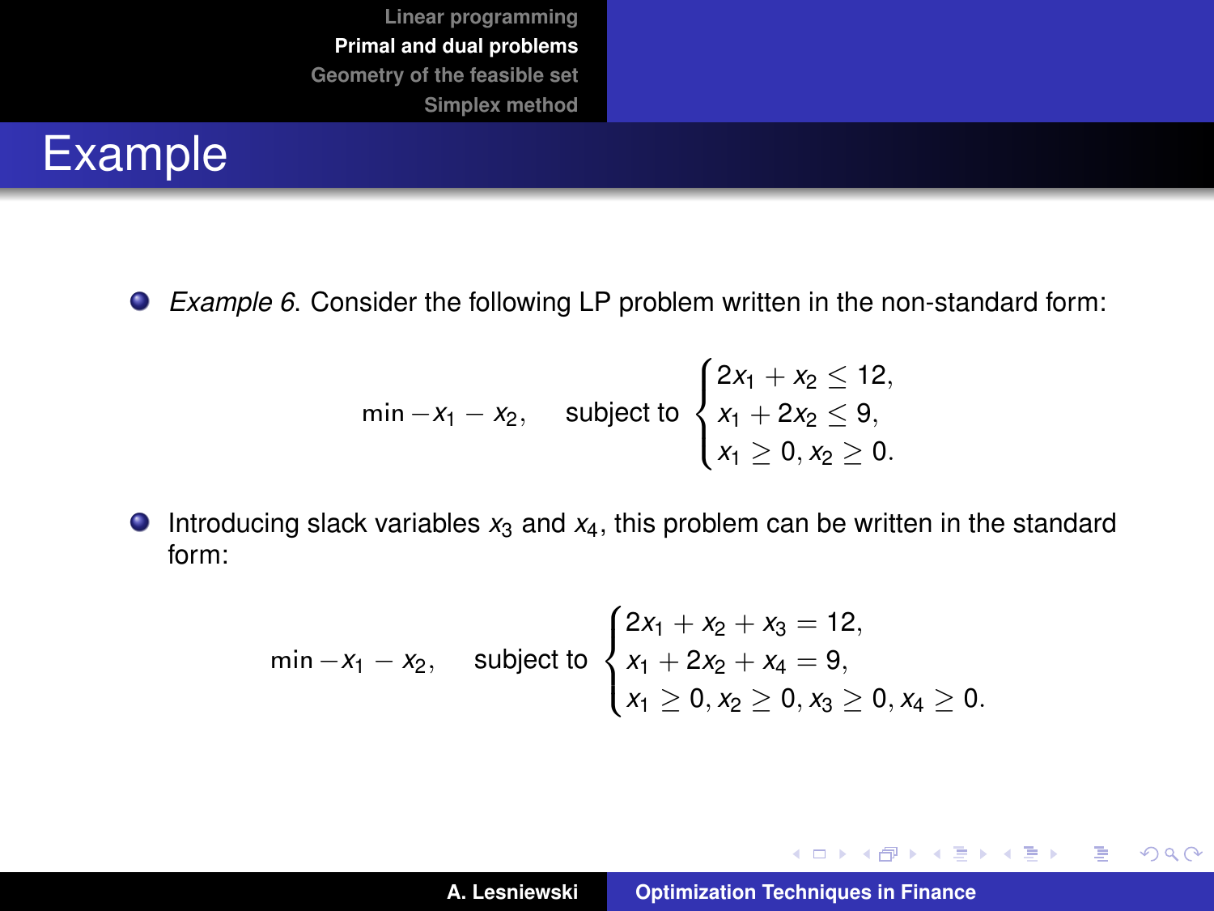# Example

- *Example 6*. Consider the following LP problem written in the non-standard form:

$$\min -x_1 - x_2, \quad \text{subject to} \begin{cases} 2x_1 + x_2 \leq 12, \\ x_1 + 2x_2 \leq 9, \\ x_1 \geq 0, x_2 \geq 0. \end{cases}$$

- Introducing slack variables $x_3$ and $x_4$, this problem can be written in the standard form:

$$\min -x_1 - x_2, \quad \text{subject to} \begin{cases} 2x_1 + x_2 + x_3 = 12, \\ x_1 + 2x_2 + x_4 = 9, \\ x_1 \geq 0, x_2 \geq 0, x_3 \geq 0, x_4 \geq 0. \end{cases}$$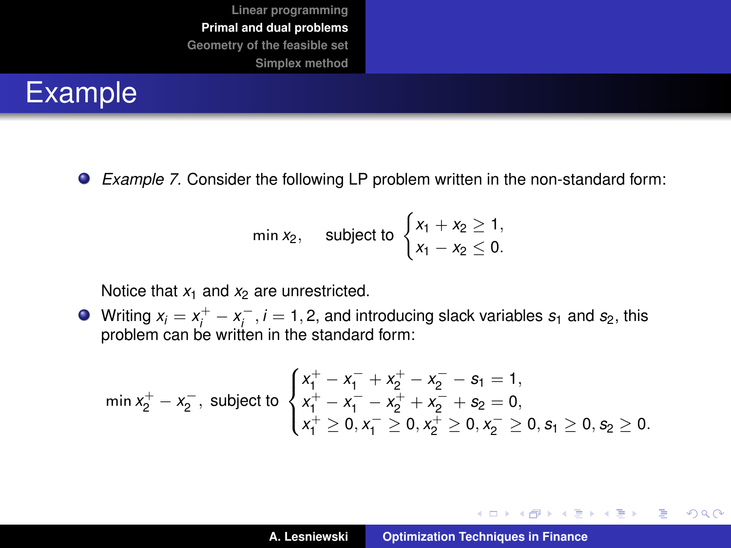# Example

- *Example 7.* Consider the following LP problem written in the non-standard form:

$$
\min x_2, \quad \text{subject to} \begin{cases} x_1 + x_2 \geq 1, \\ x_1 - x_2 \leq 0. \end{cases}
$$

  Notice that $x_1$ and $x_2$ are unrestricted.

- Writing $x_i = x_i^+ - x_i^-$, $i = 1, 2$, and introducing slack variables $s_1$ and $s_2$, this problem can be written in the standard form:

$$
\min x_2^+ - x_2^-, \text{ subject to} \begin{cases} x_1^+ - x_1^- + x_2^+ - x_2^- - s_1 = 1, \\ x_1^+ - x_1^- - x_2^+ + x_2^- + s_2 = 0, \\ x_1^+ \geq 0, x_1^- \geq 0, x_2^+ \geq 0, x_2^- \geq 0, s_1 \geq 0, s_2 \geq 0. \end{cases}
$$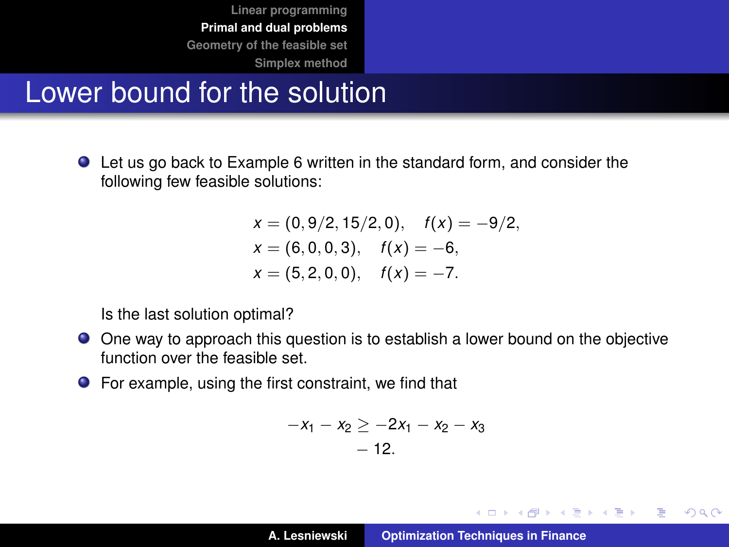# Lower bound for the solution

- Let us go back to Example 6 written in the standard form, and consider the following few feasible solutions:

$$
\begin{aligned}
x &= (0, 9/2, 15/2, 0), \quad f(x) = -9/2, \\
x &= (6, 0, 0, 3), \quad f(x) = -6, \\
x &= (5, 2, 0, 0), \quad f(x) = -7.
\end{aligned}
$$

  Is the last solution optimal?

- One way to approach this question is to establish a lower bound on the objective function over the feasible set.
- For example, using the first constraint, we find that

$$
-x_1 - x_2 \geq -2x_1 - x_2 - x_3 \\
- 12.
$$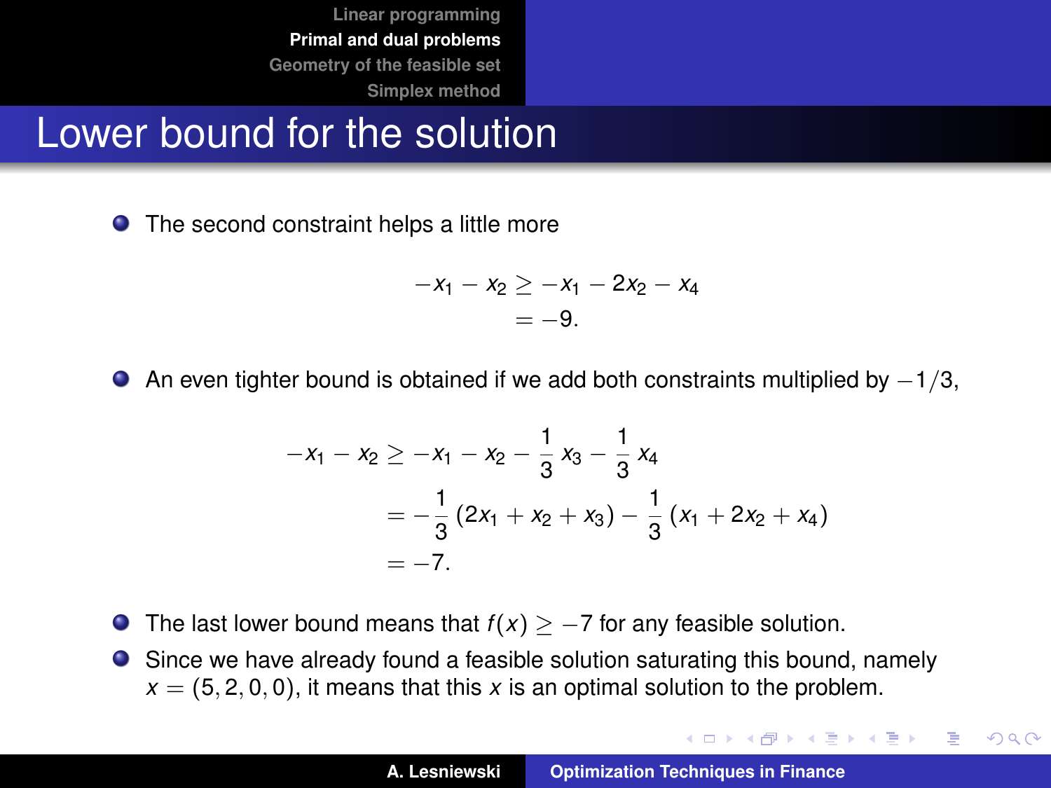# Lower bound for the solution

- The second constraint helps a little more

$$
\begin{aligned}
-x_1 - x_2 &\geq -x_1 - 2x_2 - x_4 \\
&= -9.
\end{aligned}
$$

- An even tighter bound is obtained if we add both constraints multiplied by $-1/3$,

$$
\begin{aligned}
-x_1 - x_2 &\geq -x_1 - x_2 - \frac{1}{3}\, x_3 - \frac{1}{3}\, x_4 \\
&= -\frac{1}{3}\,(2x_1 + x_2 + x_3) - \frac{1}{3}\,(x_1 + 2x_2 + x_4) \\
&= -7.
\end{aligned}
$$

- The last lower bound means that $f(x) \geq -7$ for any feasible solution.
- Since we have already found a feasible solution saturating this bound, namely $x = (5, 2, 0, 0)$, it means that this $x$ is an optimal solution to the problem.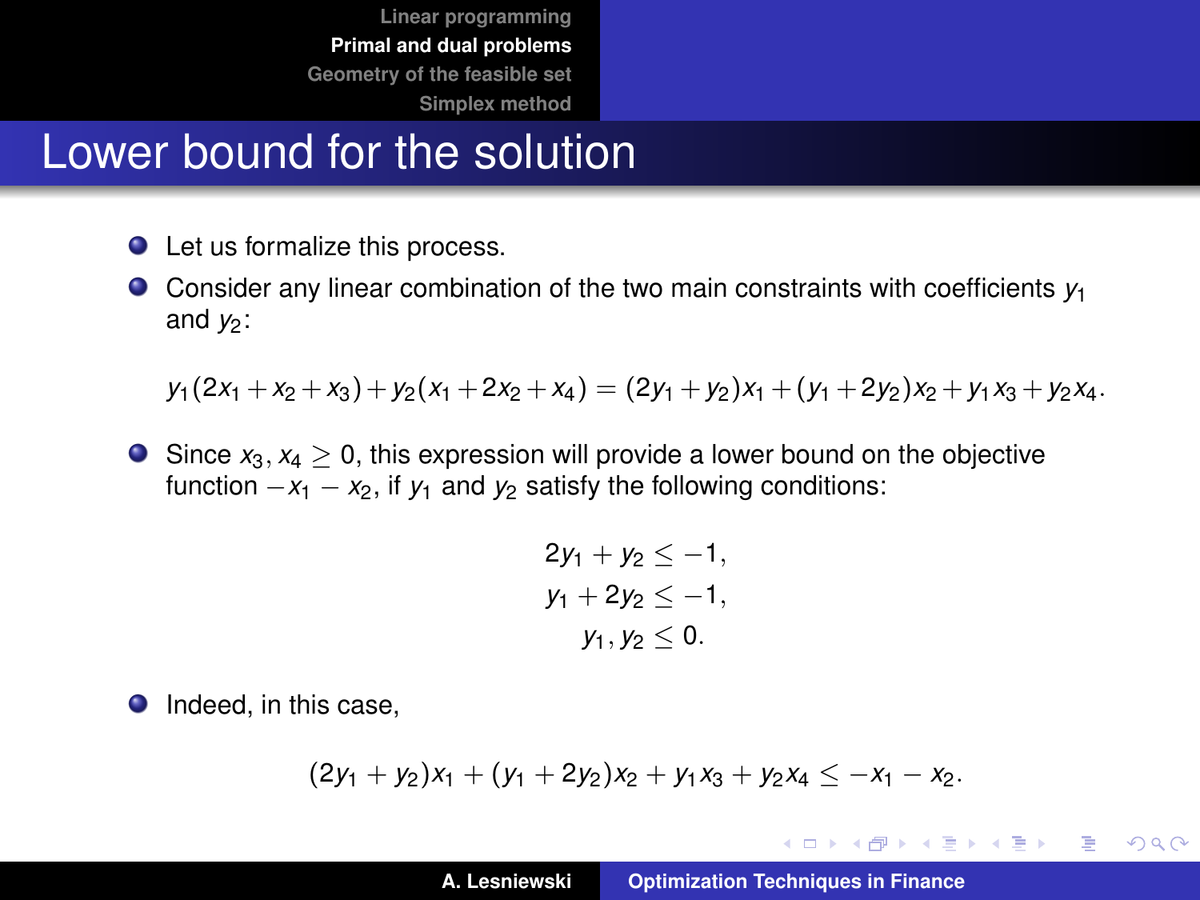# Lower bound for the solution

- Let us formalize this process.
- Consider any linear combination of the two main constraints with coefficients $y_1$ and $y_2$:

$$y_1(2x_1 + x_2 + x_3) + y_2(x_1 + 2x_2 + x_4) = (2y_1 + y_2)x_1 + (y_1 + 2y_2)x_2 + y_1 x_3 + y_2 x_4.$$

- Since $x_3, x_4 \geq 0$, this expression will provide a lower bound on the objective function $-x_1 - x_2$, if $y_1$ and $y_2$ satisfy the following conditions:

$$\begin{aligned} 2y_1 + y_2 &\leq -1, \\ y_1 + 2y_2 &\leq -1, \\ y_1, y_2 &\leq 0. \end{aligned}$$

- Indeed, in this case,

$$(2y_1 + y_2)x_1 + (y_1 + 2y_2)x_2 + y_1 x_3 + y_2 x_4 \leq -x_1 - x_2.$$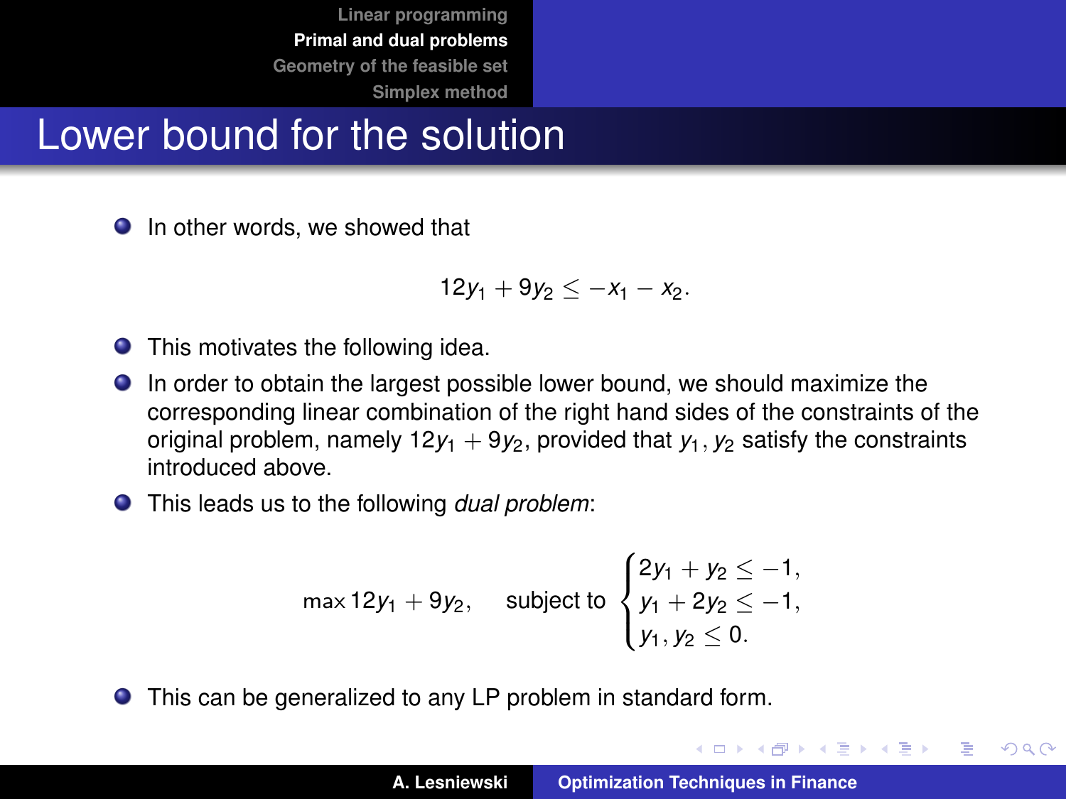# Lower bound for the solution

- In other words, we showed that

$$12y_1 + 9y_2 \leq -x_1 - x_2.$$

- This motivates the following idea.
- In order to obtain the largest possible lower bound, we should maximize the corresponding linear combination of the right hand sides of the constraints of the original problem, namely $12y_1 + 9y_2$, provided that $y_1, y_2$ satisfy the constraints introduced above.
- This leads us to the following *dual problem*:

$$\max 12y_1 + 9y_2, \quad \text{subject to} \begin{cases} 2y_1 + y_2 \leq -1, \\ y_1 + 2y_2 \leq -1, \\ y_1, y_2 \leq 0. \end{cases}$$

- This can be generalized to any LP problem in standard form.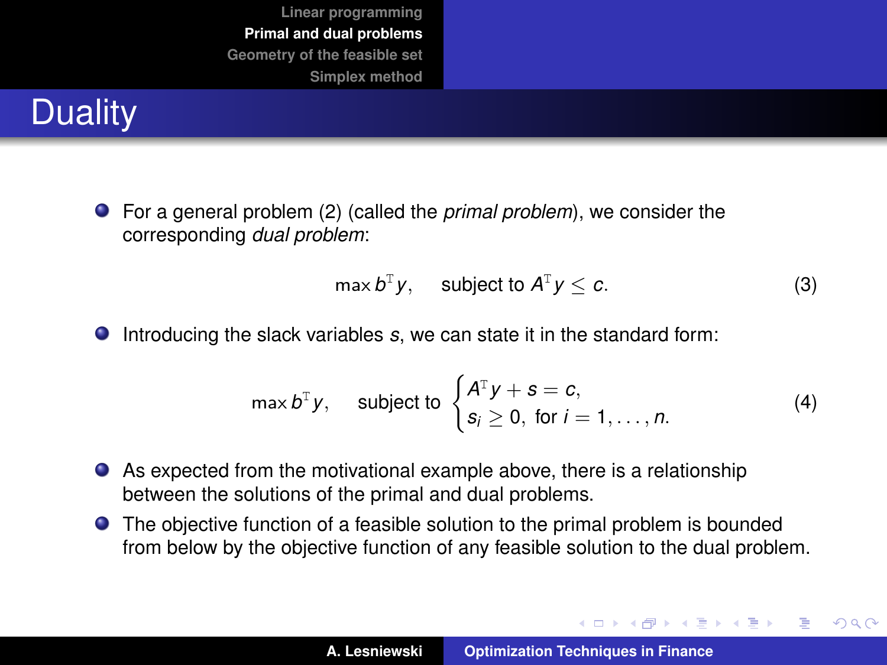# Duality

- For a general problem (2) (called the *primal problem*), we consider the corresponding *dual problem*:

$$\max b^{\mathrm{T}} y, \quad \text{subject to } A^{\mathrm{T}} y \leq c. \tag{3}$$

- Introducing the slack variables $s$, we can state it in the standard form:

$$\max b^{\mathrm{T}} y, \quad \text{subject to } \begin{cases} A^{\mathrm{T}} y + s = c, \\ s_i \geq 0, \text{ for } i = 1, \ldots, n. \end{cases} \tag{4}$$

- As expected from the motivational example above, there is a relationship between the solutions of the primal and dual problems.
- The objective function of a feasible solution to the primal problem is bounded from below by the objective function of any feasible solution to the dual problem.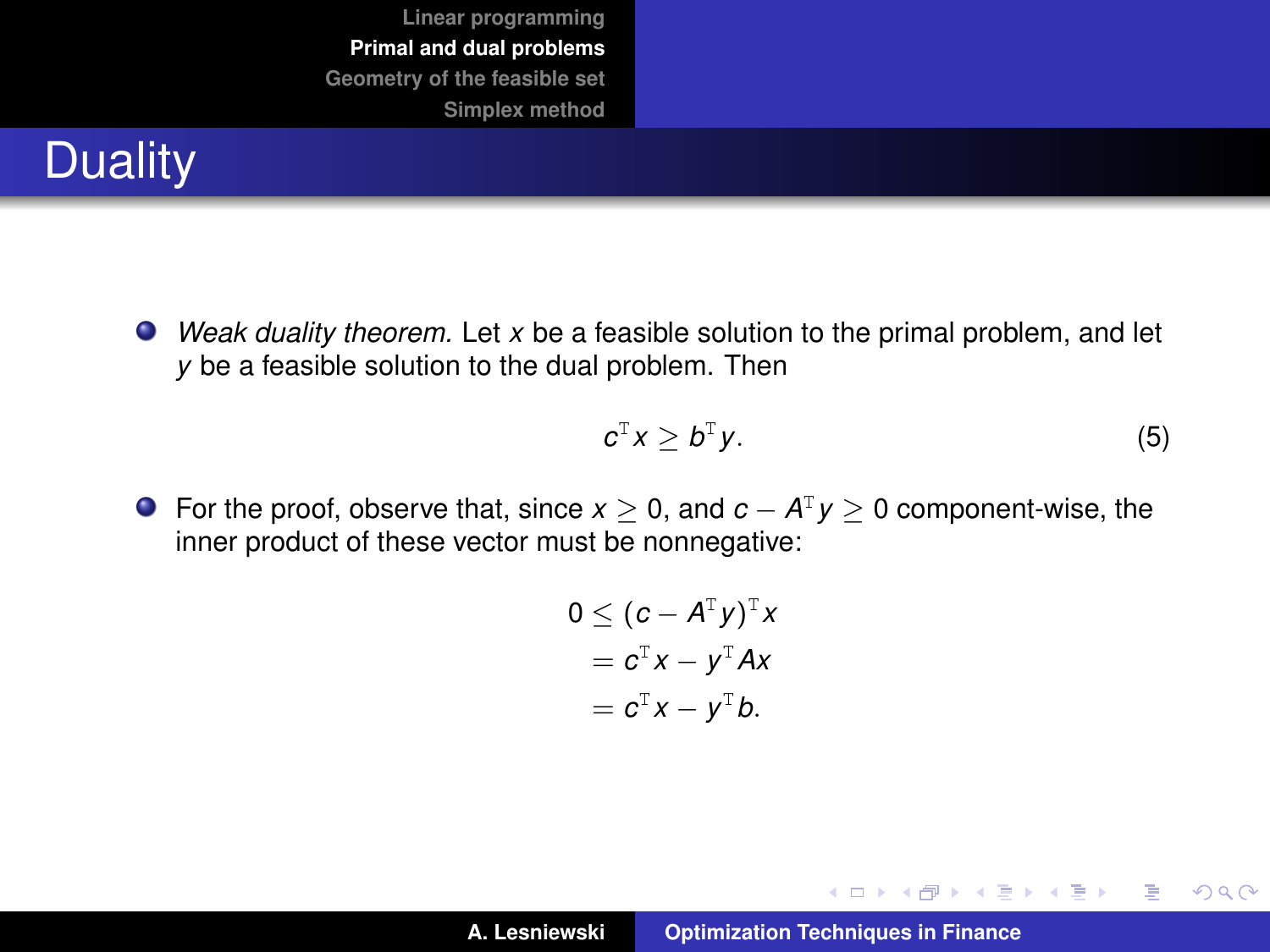# Duality

- *Weak duality theorem.* Let $x$ be a feasible solution to the primal problem, and let $y$ be a feasible solution to the dual problem. Then

$$c^{\mathrm{T}}x \geq b^{\mathrm{T}}y. \tag{5}$$

- For the proof, observe that, since $x \geq 0$, and $c - A^{\mathrm{T}}y \geq 0$ component-wise, the inner product of these vector must be nonnegative:

$$\begin{aligned} 0 &\leq (c - A^{\mathrm{T}}y)^{\mathrm{T}}x \\ &= c^{\mathrm{T}}x - y^{\mathrm{T}}Ax \\ &= c^{\mathrm{T}}x - y^{\mathrm{T}}b. \end{aligned}$$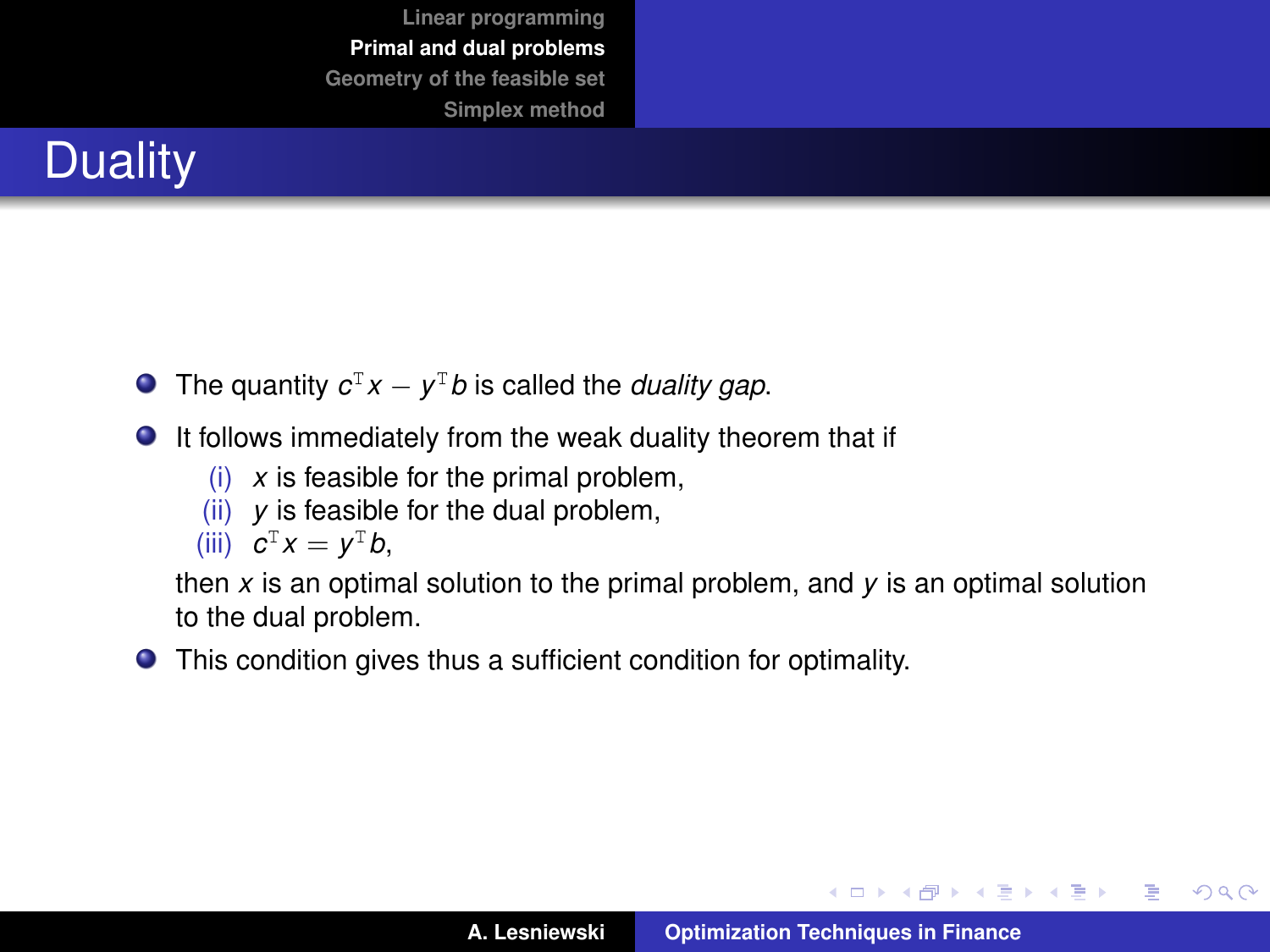# Duality

- The quantity $c^{\mathrm{T}}x - y^{\mathrm{T}}b$ is called the *duality gap*.
- It follows immediately from the weak duality theorem that if
  - (i) $x$ is feasible for the primal problem,
  - (ii) $y$ is feasible for the dual problem,
  - (iii) $c^{\mathrm{T}}x = y^{\mathrm{T}}b$,

  then $x$ is an optimal solution to the primal problem, and $y$ is an optimal solution to the dual problem.
- This condition gives thus a sufficient condition for optimality.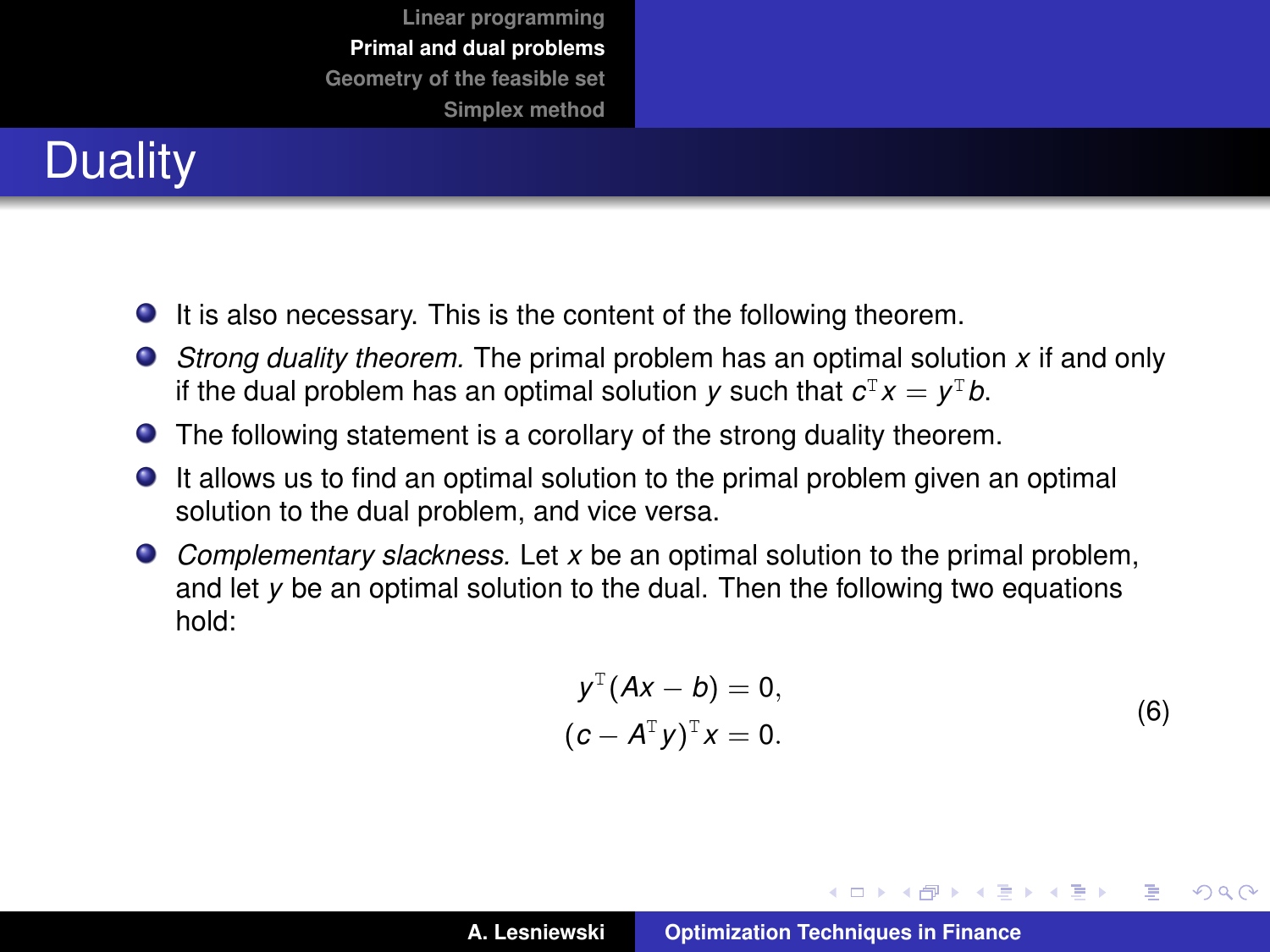# Duality

- It is also necessary. This is the content of the following theorem.
- *Strong duality theorem.* The primal problem has an optimal solution $x$ if and only if the dual problem has an optimal solution $y$ such that $c^{\mathrm{T}}x = y^{\mathrm{T}}b$.
- The following statement is a corollary of the strong duality theorem.
- It allows us to find an optimal solution to the primal problem given an optimal solution to the dual problem, and vice versa.
- *Complementary slackness.* Let $x$ be an optimal solution to the primal problem, and let $y$ be an optimal solution to the dual. Then the following two equations hold:

$$
\begin{aligned}
y^{\mathrm{T}}(Ax - b) &= 0, \\
(c - A^{\mathrm{T}}y)^{\mathrm{T}}x &= 0.
\end{aligned}
\tag{6}
$$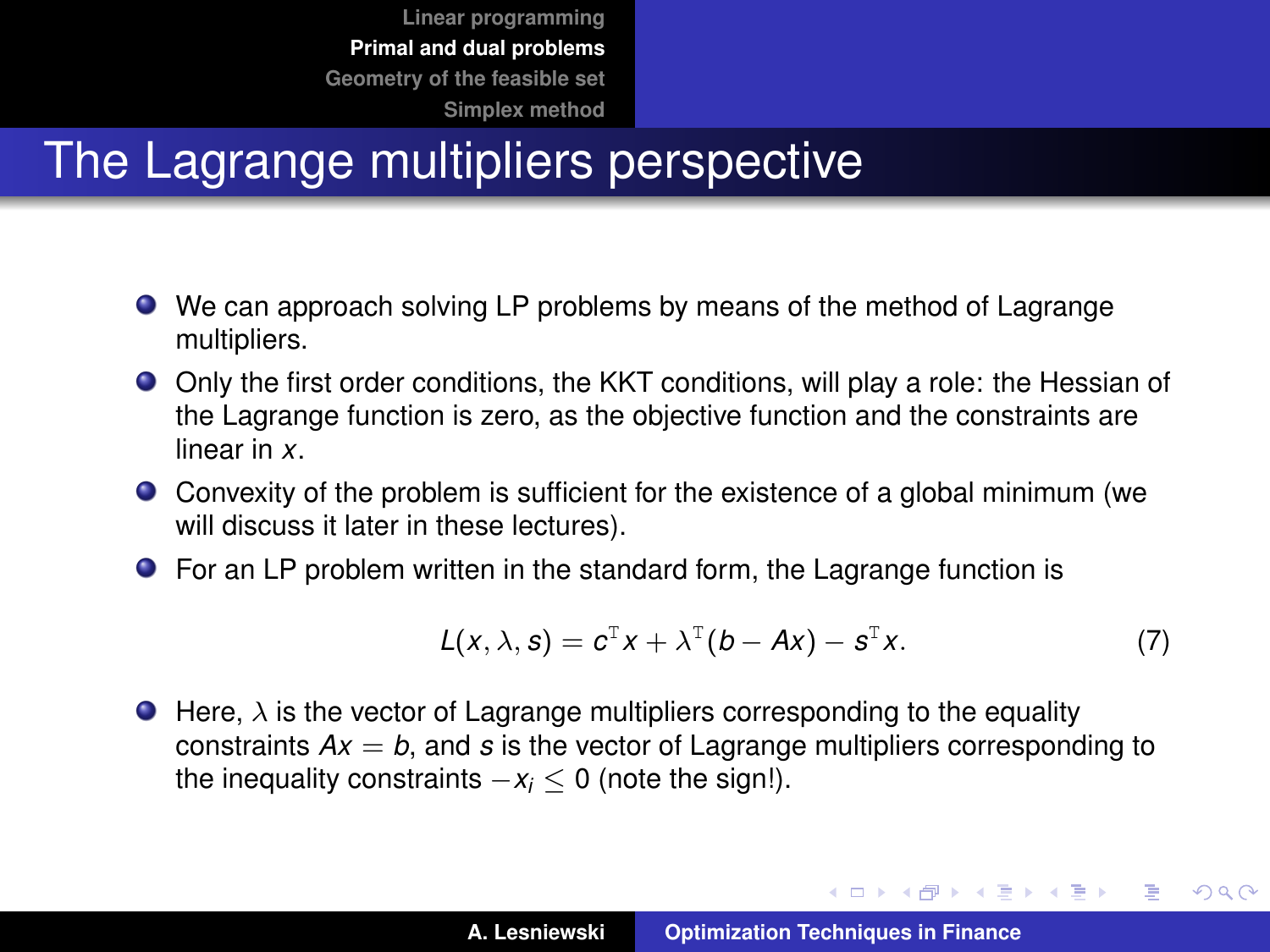# The Lagrange multipliers perspective

- We can approach solving LP problems by means of the method of Lagrange multipliers.
- Only the first order conditions, the KKT conditions, will play a role: the Hessian of the Lagrange function is zero, as the objective function and the constraints are linear in $x$.
- Convexity of the problem is sufficient for the existence of a global minimum (we will discuss it later in these lectures).
- For an LP problem written in the standard form, the Lagrange function is

$$L(x, \lambda, s) = c^{\mathrm{T}} x + \lambda^{\mathrm{T}}(b - Ax) - s^{\mathrm{T}} x. \tag{7}$$

- Here, $\lambda$ is the vector of Lagrange multipliers corresponding to the equality constraints $Ax = b$, and $s$ is the vector of Lagrange multipliers corresponding to the inequality constraints $-x_i \leq 0$ (note the sign!).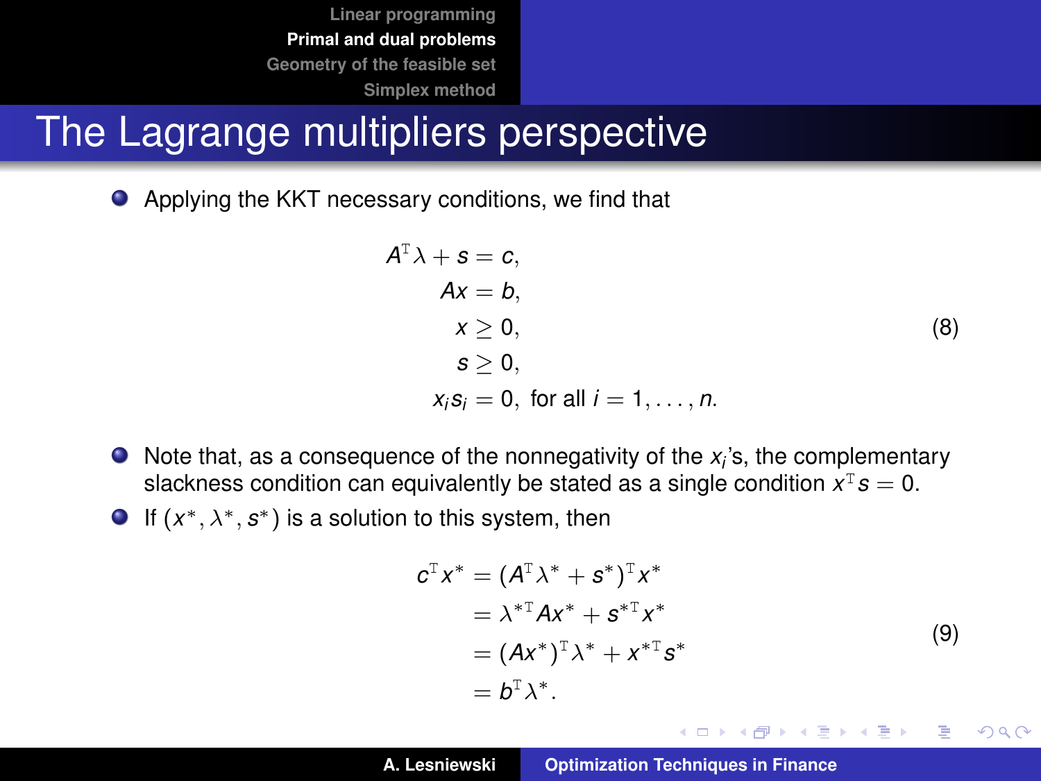# The Lagrange multipliers perspective

- Applying the KKT necessary conditions, we find that

$$
\begin{aligned}
A^{\mathrm{T}}\lambda + s &= c, \\
Ax &= b, \\
x &\geq 0, \\
s &\geq 0, \\
x_i s_i &= 0, \text{ for all } i = 1, \ldots, n.
\end{aligned}
\tag{8}
$$

- Note that, as a consequence of the nonnegativity of the $x_i$'s, the complementary slackness condition can equivalently be stated as a single condition $x^{\mathrm{T}}s = 0$.
- If $(x^*, \lambda^*, s^*)$ is a solution to this system, then

$$
\begin{aligned}
c^{\mathrm{T}}x^* &= (A^{\mathrm{T}}\lambda^* + s^*)^{\mathrm{T}}x^* \\
&= \lambda^{*\mathrm{T}}Ax^* + s^{*\mathrm{T}}x^* \\
&= (Ax^*)^{\mathrm{T}}\lambda^* + x^{*\mathrm{T}}s^* \\
&= b^{\mathrm{T}}\lambda^*.
\end{aligned}
\tag{9}
$$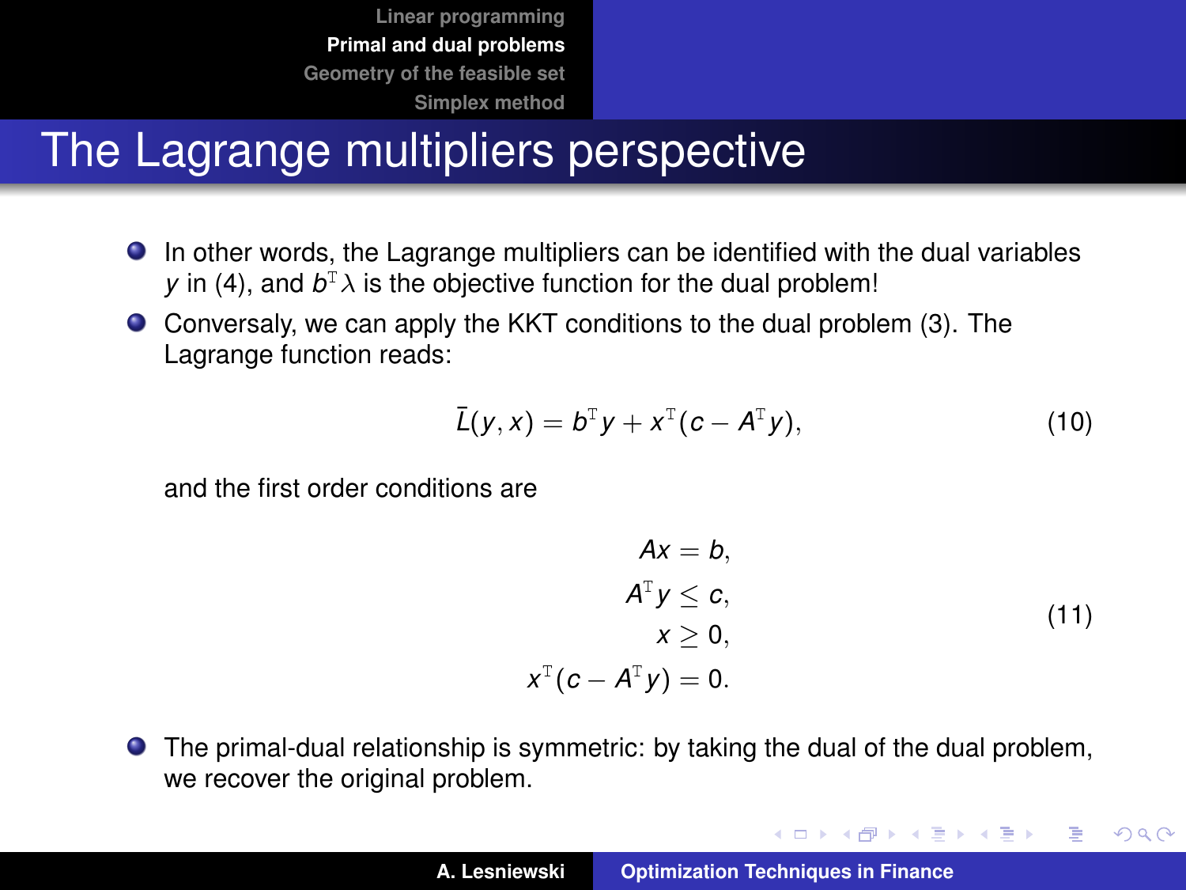# The Lagrange multipliers perspective

- In other words, the Lagrange multipliers can be identified with the dual variables $y$ in (4), and $b^{\mathrm{T}}\lambda$ is the objective function for the dual problem!
- Conversaly, we can apply the KKT conditions to the dual problem (3). The Lagrange function reads:

$$\bar{L}(y, x) = b^{\mathrm{T}} y + x^{\mathrm{T}}(c - A^{\mathrm{T}} y), \tag{10}$$

and the first order conditions are

$$\begin{aligned} Ax &= b, \\ A^{\mathrm{T}} y &\leq c, \\ x &\geq 0, \\ x^{\mathrm{T}}(c - A^{\mathrm{T}} y) &= 0. \end{aligned} \tag{11}$$

- The primal-dual relationship is symmetric: by taking the dual of the dual problem, we recover the original problem.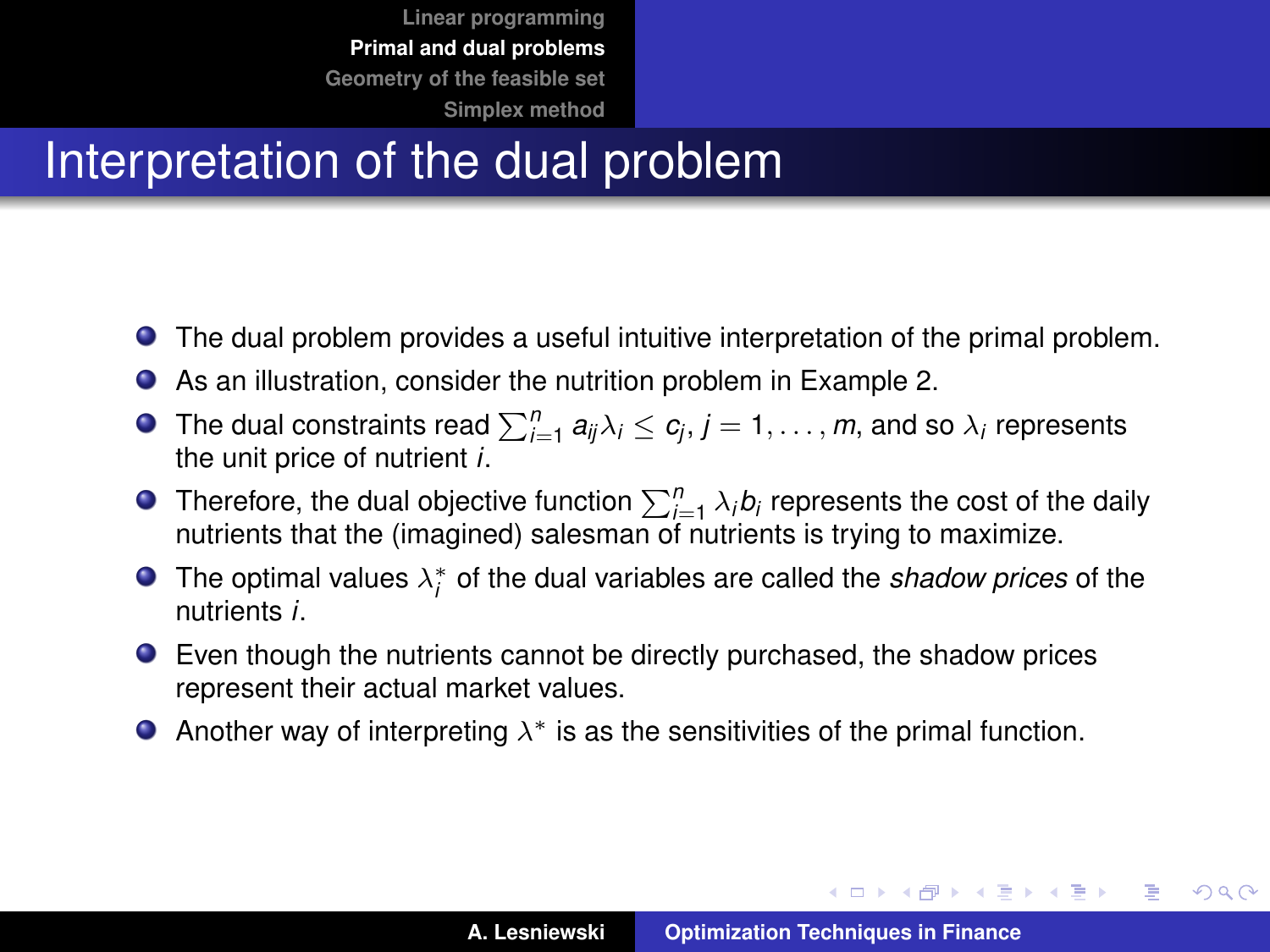# Interpretation of the dual problem

- The dual problem provides a useful intuitive interpretation of the primal problem.
- As an illustration, consider the nutrition problem in Example 2.
- The dual constraints read $\sum_{i=1}^{n} a_{ij} \lambda_i \leq c_j$, $j = 1, \ldots, m$, and so $\lambda_i$ represents the unit price of nutrient $i$.
- Therefore, the dual objective function $\sum_{i=1}^{n} \lambda_i b_i$ represents the cost of the daily nutrients that the (imagined) salesman of nutrients is trying to maximize.
- The optimal values $\lambda_i^*$ of the dual variables are called the *shadow prices* of the nutrients $i$.
- Even though the nutrients cannot be directly purchased, the shadow prices represent their actual market values.
- Another way of interpreting $\lambda^*$ is as the sensitivities of the primal function.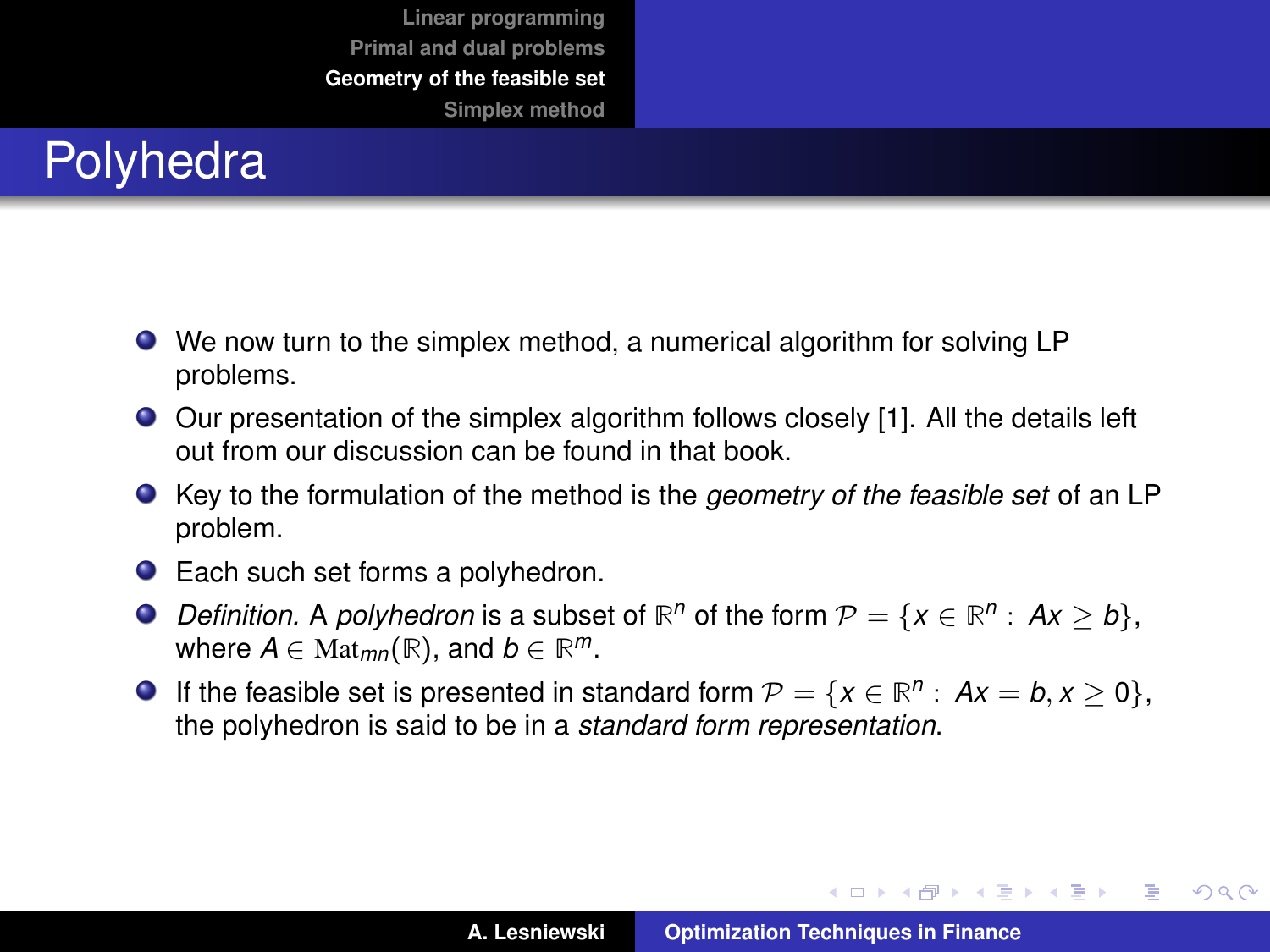# Polyhedra

- We now turn to the simplex method, a numerical algorithm for solving LP problems.
- Our presentation of the simplex algorithm follows closely [1]. All the details left out from our discussion can be found in that book.
- Key to the formulation of the method is the *geometry of the feasible set* of an LP problem.
- Each such set forms a polyhedron.
- *Definition.* A *polyhedron* is a subset of $\mathbb{R}^n$ of the form $\mathcal{P} = \{x \in \mathbb{R}^n : Ax \geq b\}$, where $A \in \mathrm{Mat}_{mn}(\mathbb{R})$, and $b \in \mathbb{R}^m$.
- If the feasible set is presented in standard form $\mathcal{P} = \{x \in \mathbb{R}^n : Ax = b, x \geq 0\}$, the polyhedron is said to be in a *standard form representation*.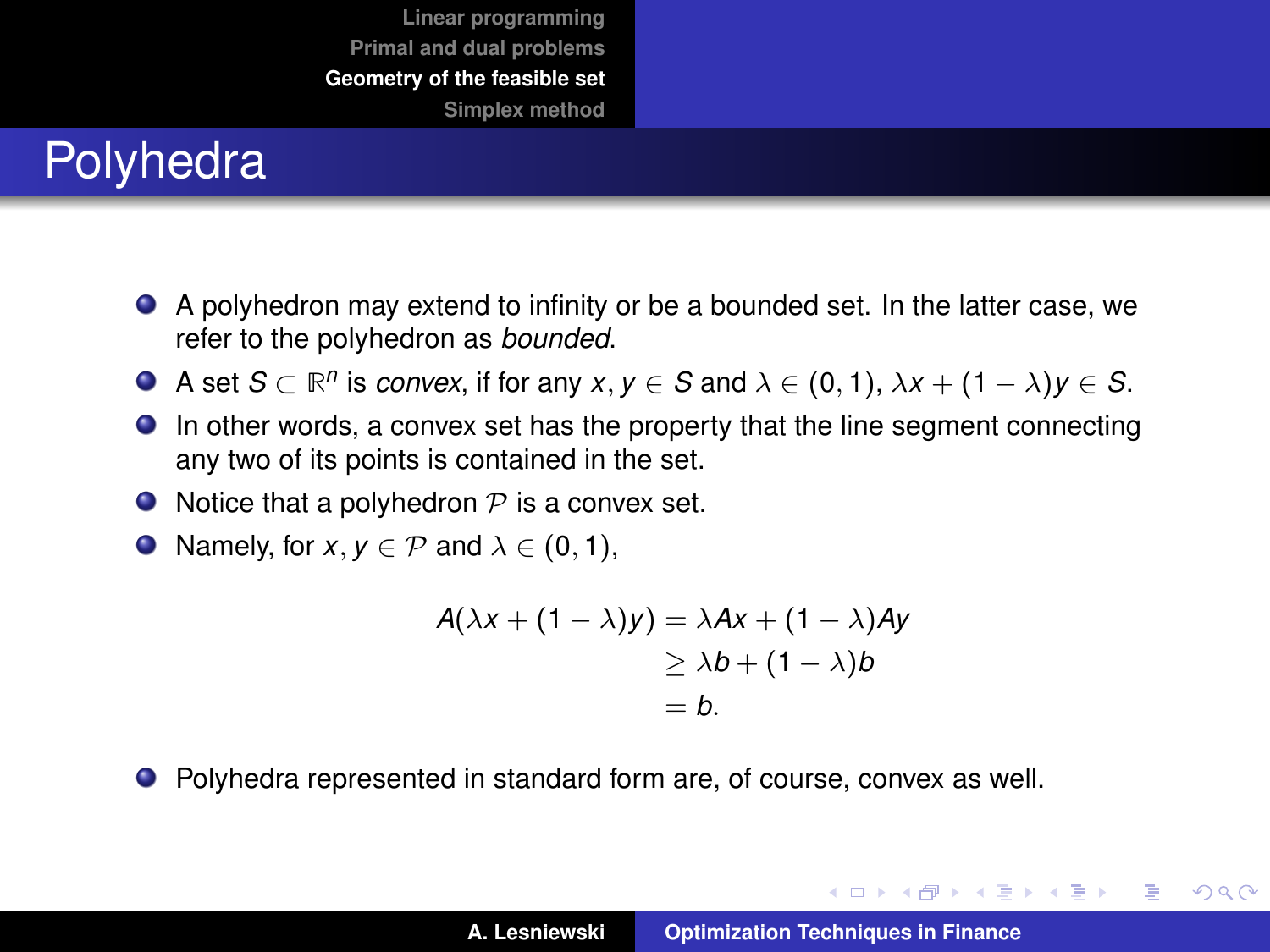# Polyhedra

- A polyhedron may extend to infinity or be a bounded set. In the latter case, we refer to the polyhedron as *bounded*.
- A set $S \subset \mathbb{R}^n$ is *convex*, if for any $x, y \in S$ and $\lambda \in (0, 1)$, $\lambda x + (1 - \lambda) y \in S$.
- In other words, a convex set has the property that the line segment connecting any two of its points is contained in the set.
- Notice that a polyhedron $\mathcal{P}$ is a convex set.
- Namely, for $x, y \in \mathcal{P}$ and $\lambda \in (0, 1)$,

$$
\begin{aligned}
A(\lambda x + (1 - \lambda) y) &= \lambda A x + (1 - \lambda) A y \\
&\geq \lambda b + (1 - \lambda) b \\
&= b.
\end{aligned}
$$

- Polyhedra represented in standard form are, of course, convex as well.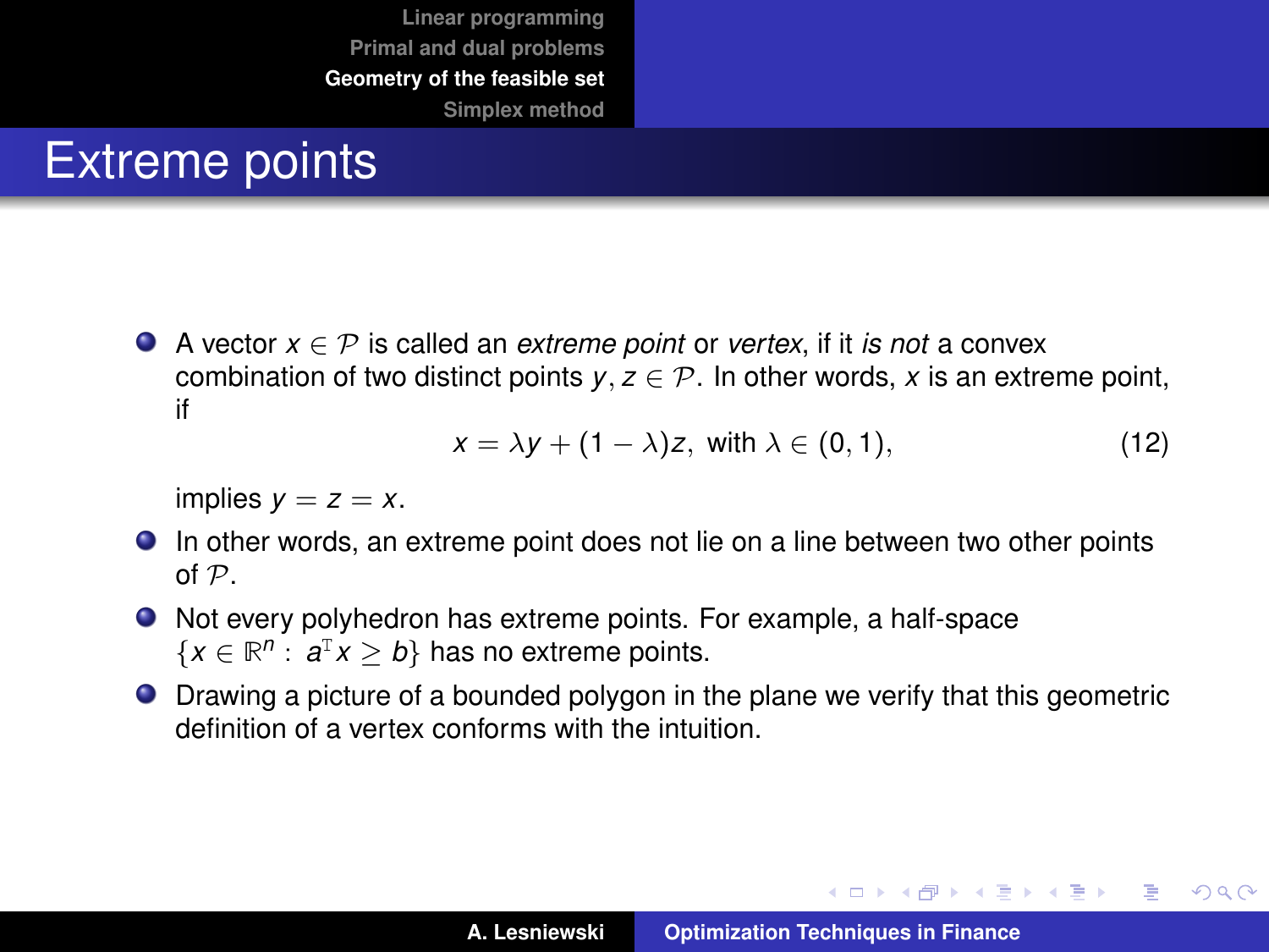# Extreme points

- A vector $x \in \mathcal{P}$ is called an *extreme point* or *vertex*, if it *is not* a convex combination of two distinct points $y, z \in \mathcal{P}$. In other words, $x$ is an extreme point, if

$$x = \lambda y + (1 - \lambda) z, \text{ with } \lambda \in (0, 1), \tag{12}$$

  implies $y = z = x$.

- In other words, an extreme point does not lie on a line between two other points of $\mathcal{P}$.
- Not every polyhedron has extreme points. For example, a half-space $\{x \in \mathbb{R}^n : a^{\mathrm{T}} x \geq b\}$ has no extreme points.
- Drawing a picture of a bounded polygon in the plane we verify that this geometric definition of a vertex conforms with the intuition.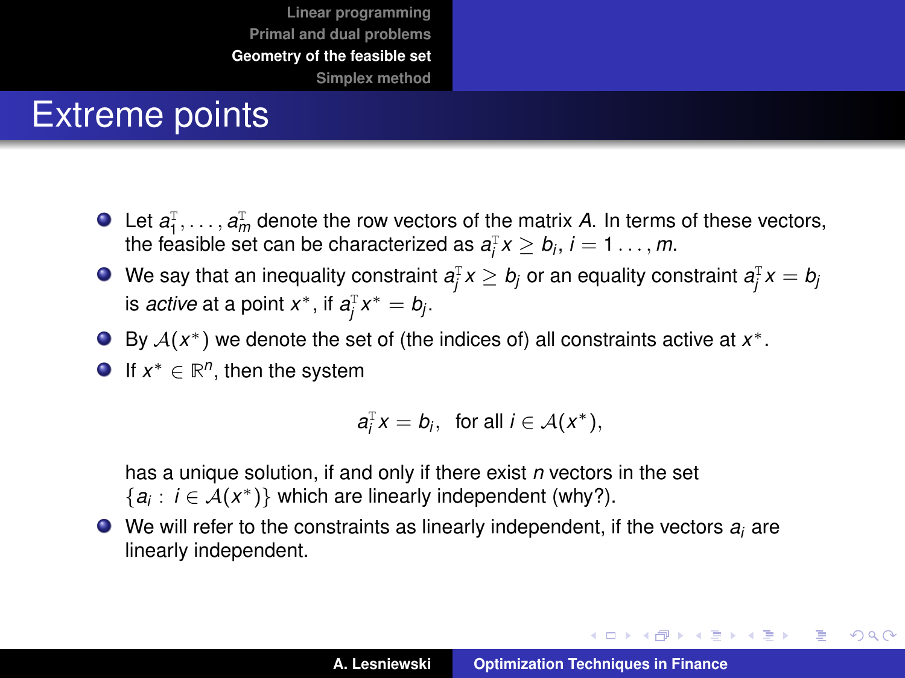# Extreme points

- Let $a_1^{\mathrm{T}}, \ldots, a_m^{\mathrm{T}}$ denote the row vectors of the matrix $A$. In terms of these vectors, the feasible set can be characterized as $a_i^{\mathrm{T}} x \geq b_i$, $i = 1 \ldots, m$.
- We say that an inequality constraint $a_j^{\mathrm{T}} x \geq b_j$ or an equality constraint $a_j^{\mathrm{T}} x = b_j$ is *active* at a point $x^*$, if $a_j^{\mathrm{T}} x^* = b_j$.
- By $\mathcal{A}(x^*)$ we denote the set of (the indices of) all constraints active at $x^*$.
- If $x^* \in \mathbb{R}^n$, then the system

$$a_i^{\mathrm{T}} x = b_i, \quad \text{for all } i \in \mathcal{A}(x^*),$$

  has a unique solution, if and only if there exist $n$ vectors in the set $\{a_i : i \in \mathcal{A}(x^*)\}$ which are linearly independent (why?).
- We will refer to the constraints as linearly independent, if the vectors $a_i$ are linearly independent.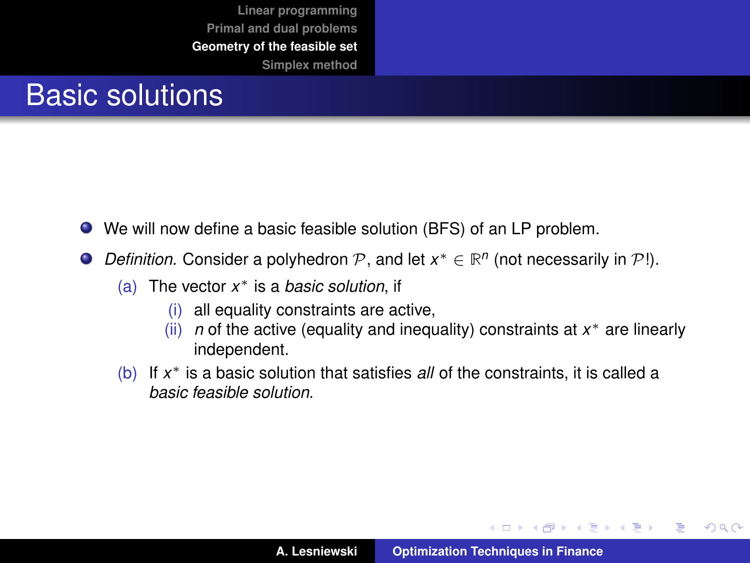# Basic solutions

- We will now define a basic feasible solution (BFS) of an LP problem.
- *Definition.* Consider a polyhedron $\mathcal{P}$, and let $x^* \in \mathbb{R}^n$ (not necessarily in $\mathcal{P}$!).
  - (a) The vector $x^*$ is a *basic solution*, if
    - (i) all equality constraints are active,
    - (ii) $n$ of the active (equality and inequality) constraints at $x^*$ are linearly independent.
  - (b) If $x^*$ is a basic solution that satisfies *all* of the constraints, it is called a *basic feasible solution*.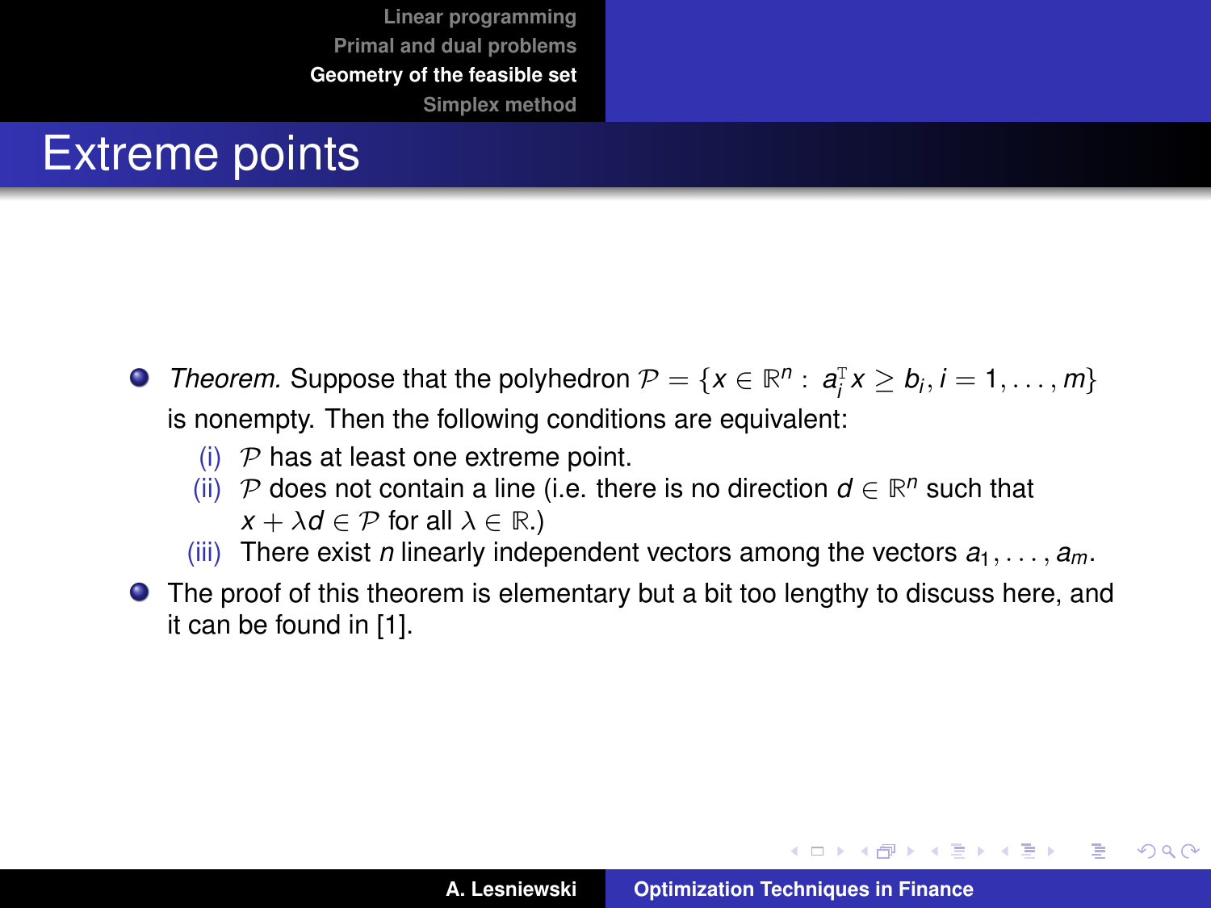# Extreme points

- *Theorem.* Suppose that the polyhedron $\mathcal{P} = \{x \in \mathbb{R}^n : \ a_i^{\mathrm{T}} x \geq b_i, i = 1, \ldots, m\}$ is nonempty. Then the following conditions are equivalent:
  - (i) $\mathcal{P}$ has at least one extreme point.
  - (ii) $\mathcal{P}$ does not contain a line (i.e. there is no direction $d \in \mathbb{R}^n$ such that $x + \lambda d \in \mathcal{P}$ for all $\lambda \in \mathbb{R}$.)
  - (iii) There exist $n$ linearly independent vectors among the vectors $a_1, \ldots, a_m$.
- The proof of this theorem is elementary but a bit too lengthy to discuss here, and it can be found in [1].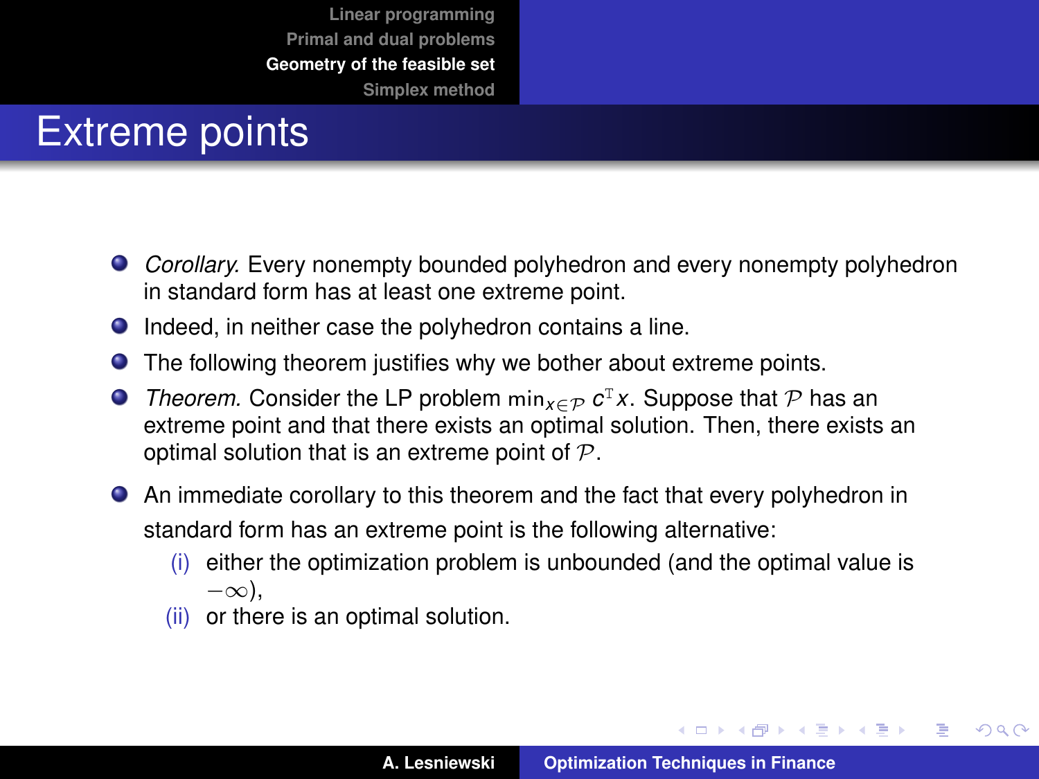# Extreme points

- *Corollary.* Every nonempty bounded polyhedron and every nonempty polyhedron in standard form has at least one extreme point.
- Indeed, in neither case the polyhedron contains a line.
- The following theorem justifies why we bother about extreme points.
- *Theorem.* Consider the LP problem $\min_{x \in \mathcal{P}} c^{\mathrm{T}} x$. Suppose that $\mathcal{P}$ has an extreme point and that there exists an optimal solution. Then, there exists an optimal solution that is an extreme point of $\mathcal{P}$.
- An immediate corollary to this theorem and the fact that every polyhedron in standard form has an extreme point is the following alternative:
  - (i) either the optimization problem is unbounded (and the optimal value is $-\infty$),
  - (ii) or there is an optimal solution.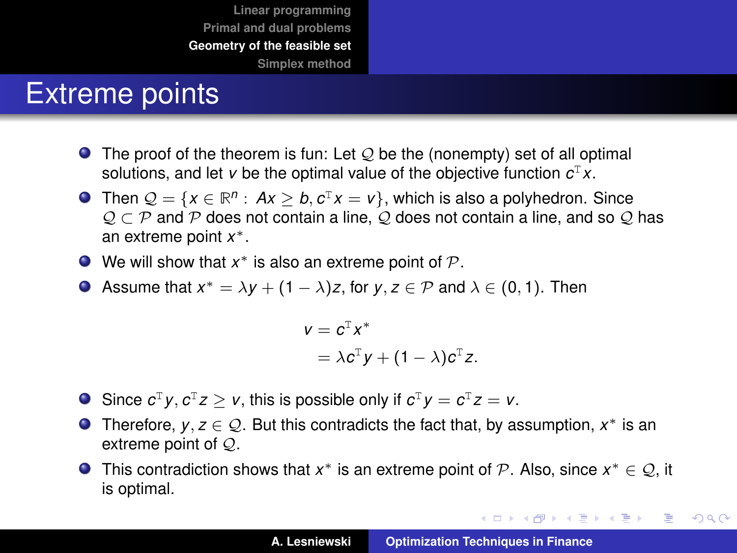# Extreme points

- The proof of the theorem is fun: Let $\mathcal{Q}$ be the (nonempty) set of all optimal solutions, and let $v$ be the optimal value of the objective function $c^{\mathrm{T}}x$.
- Then $\mathcal{Q} = \{x \in \mathbb{R}^n : \ Ax \geq b, c^{\mathrm{T}}x = v\}$, which is also a polyhedron. Since $\mathcal{Q} \subset \mathcal{P}$ and $\mathcal{P}$ does not contain a line, $\mathcal{Q}$ does not contain a line, and so $\mathcal{Q}$ has an extreme point $x^*$.
- We will show that $x^*$ is also an extreme point of $\mathcal{P}$.
- Assume that $x^* = \lambda y + (1 - \lambda)z$, for $y, z \in \mathcal{P}$ and $\lambda \in (0, 1)$. Then

$$
\begin{aligned}
v &= c^{\mathrm{T}}x^* \\
&= \lambda c^{\mathrm{T}}y + (1 - \lambda)c^{\mathrm{T}}z.
\end{aligned}
$$

- Since $c^{\mathrm{T}}y, c^{\mathrm{T}}z \geq v$, this is possible only if $c^{\mathrm{T}}y = c^{\mathrm{T}}z = v$.
- Therefore, $y, z \in \mathcal{Q}$. But this contradicts the fact that, by assumption, $x^*$ is an extreme point of $\mathcal{Q}$.
- This contradiction shows that $x^*$ is an extreme point of $\mathcal{P}$. Also, since $x^* \in \mathcal{Q}$, it is optimal.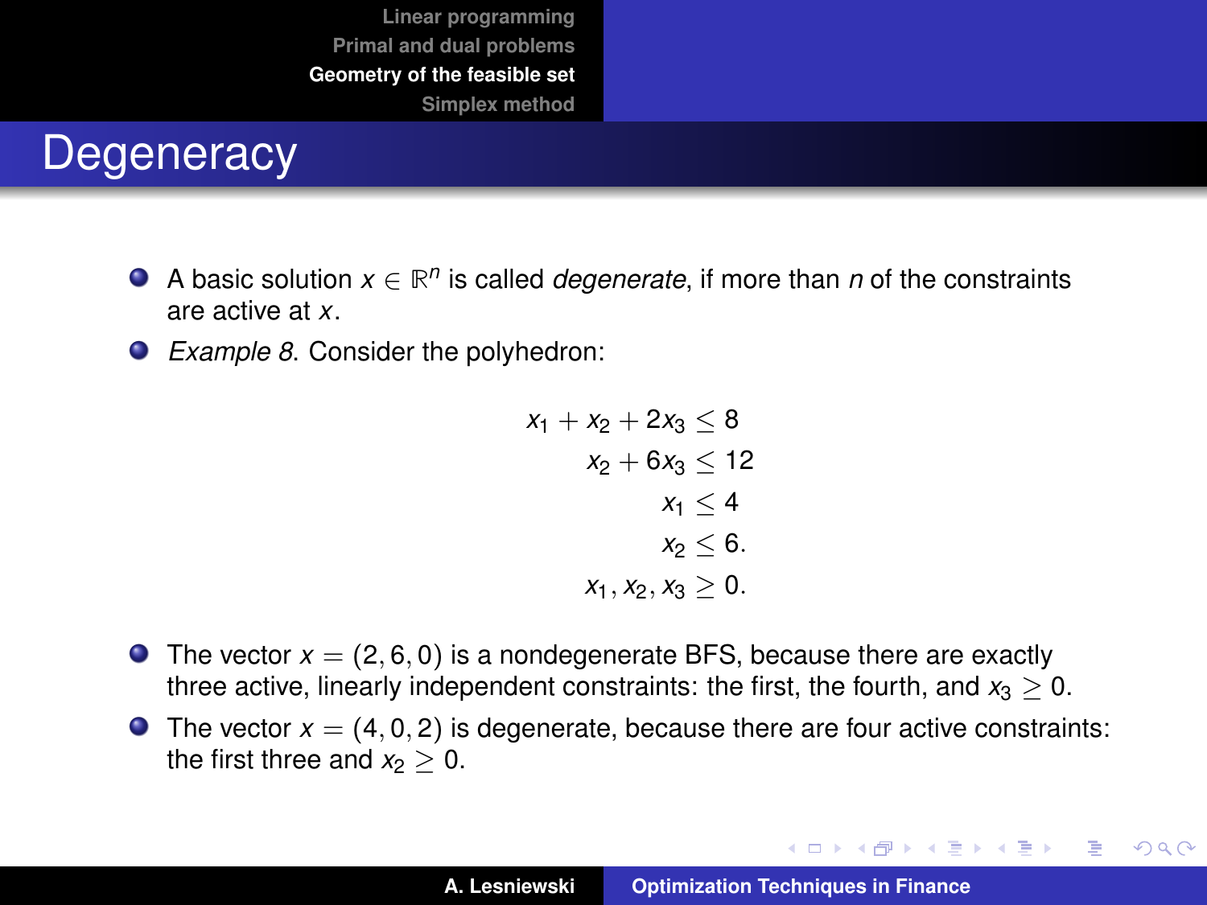# Degeneracy

- A basic solution $x \in \mathbb{R}^n$ is called *degenerate*, if more than $n$ of the constraints are active at $x$.
- *Example 8*. Consider the polyhedron:

$$
\begin{aligned}
x_1 + x_2 + 2x_3 &\leq 8 \\
x_2 + 6x_3 &\leq 12 \\
x_1 &\leq 4 \\
x_2 &\leq 6. \\
x_1, x_2, x_3 &\geq 0.
\end{aligned}
$$

- The vector $x = (2, 6, 0)$ is a nondegenerate BFS, because there are exactly three active, linearly independent constraints: the first, the fourth, and $x_3 \geq 0$.
- The vector $x = (4, 0, 2)$ is degenerate, because there are four active constraints: the first three and $x_2 \geq 0$.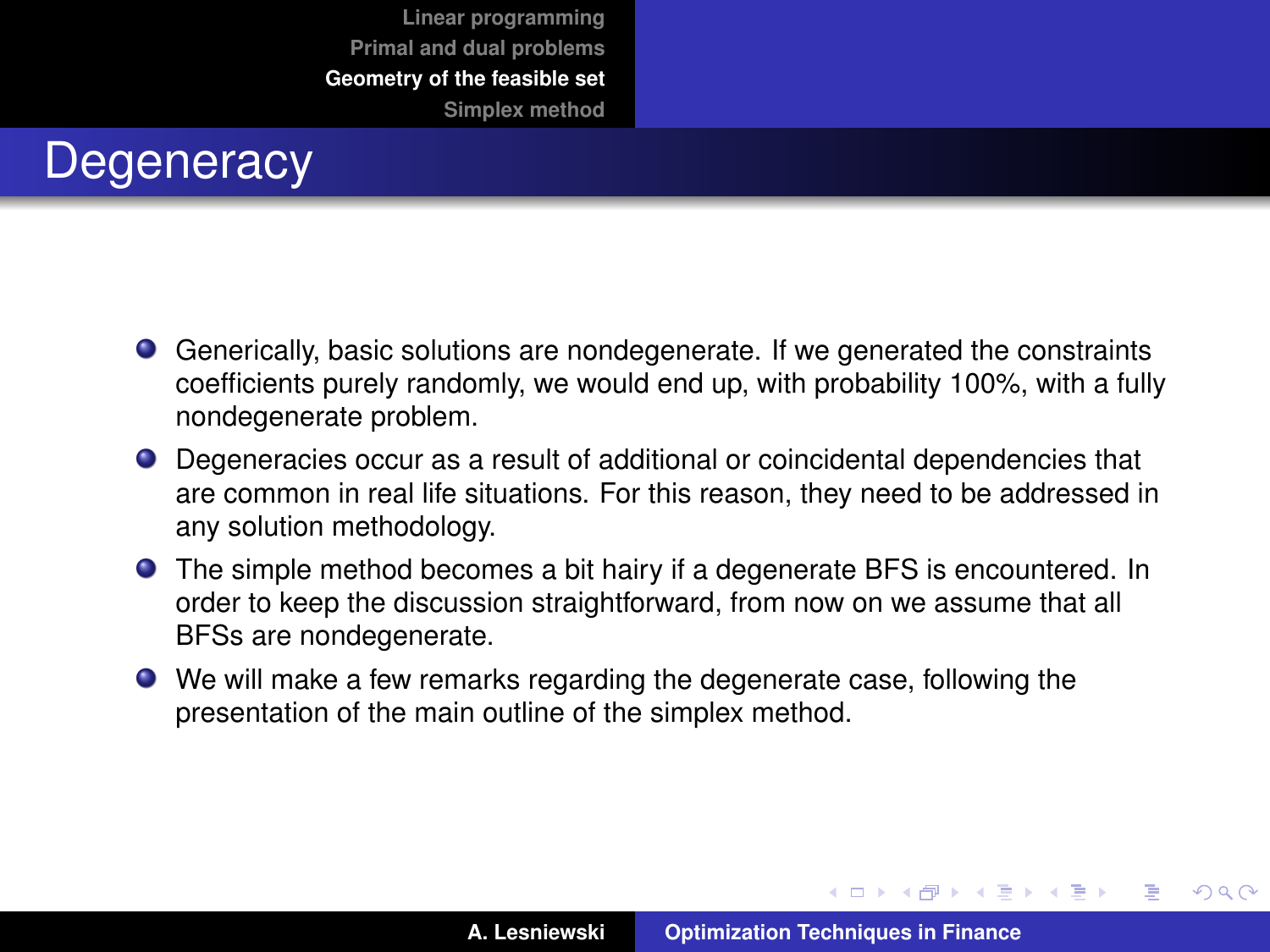# Degeneracy

- Generically, basic solutions are nondegenerate. If we generated the constraints coefficients purely randomly, we would end up, with probability 100%, with a fully nondegenerate problem.
- Degeneracies occur as a result of additional or coincidental dependencies that are common in real life situations. For this reason, they need to be addressed in any solution methodology.
- The simple method becomes a bit hairy if a degenerate BFS is encountered. In order to keep the discussion straightforward, from now on we assume that all BFSs are nondegenerate.
- We will make a few remarks regarding the degenerate case, following the presentation of the main outline of the simplex method.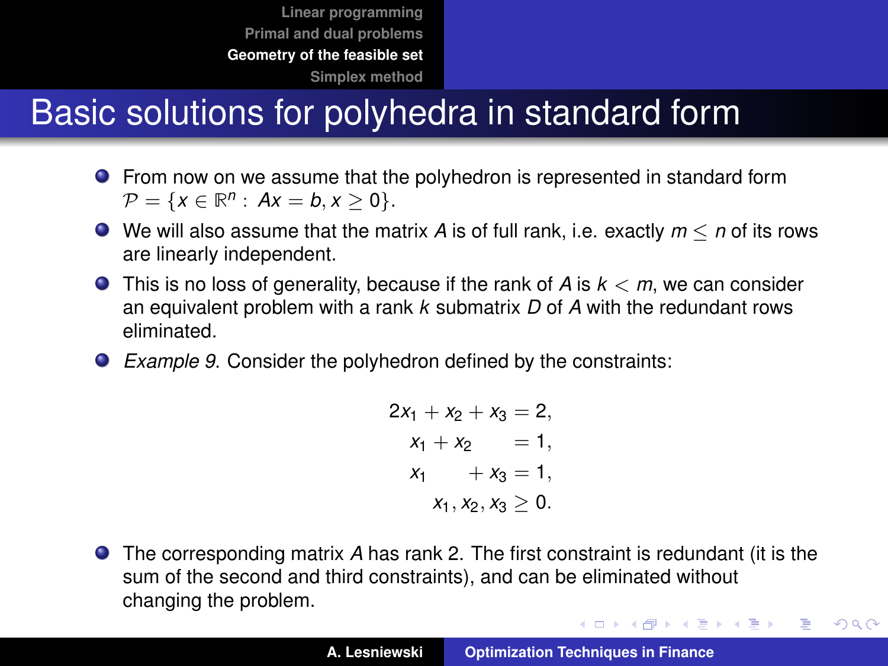# Basic solutions for polyhedra in standard form

- From now on we assume that the polyhedron is represented in standard form $\mathcal{P} = \{x \in \mathbb{R}^n : Ax = b, x \geq 0\}$.
- We will also assume that the matrix $A$ is of full rank, i.e. exactly $m \leq n$ of its rows are linearly independent.
- This is no loss of generality, because if the rank of $A$ is $k < m$, we can consider an equivalent problem with a rank $k$ submatrix $D$ of $A$ with the redundant rows eliminated.
- *Example 9*. Consider the polyhedron defined by the constraints:

$$
\begin{aligned}
2x_1 + x_2 + x_3 &= 2, \\
x_1 + x_2 \qquad &= 1, \\
x_1 \qquad + x_3 &= 1, \\
x_1, x_2, x_3 &\geq 0.
\end{aligned}
$$

- The corresponding matrix $A$ has rank 2. The first constraint is redundant (it is the sum of the second and third constraints), and can be eliminated without changing the problem.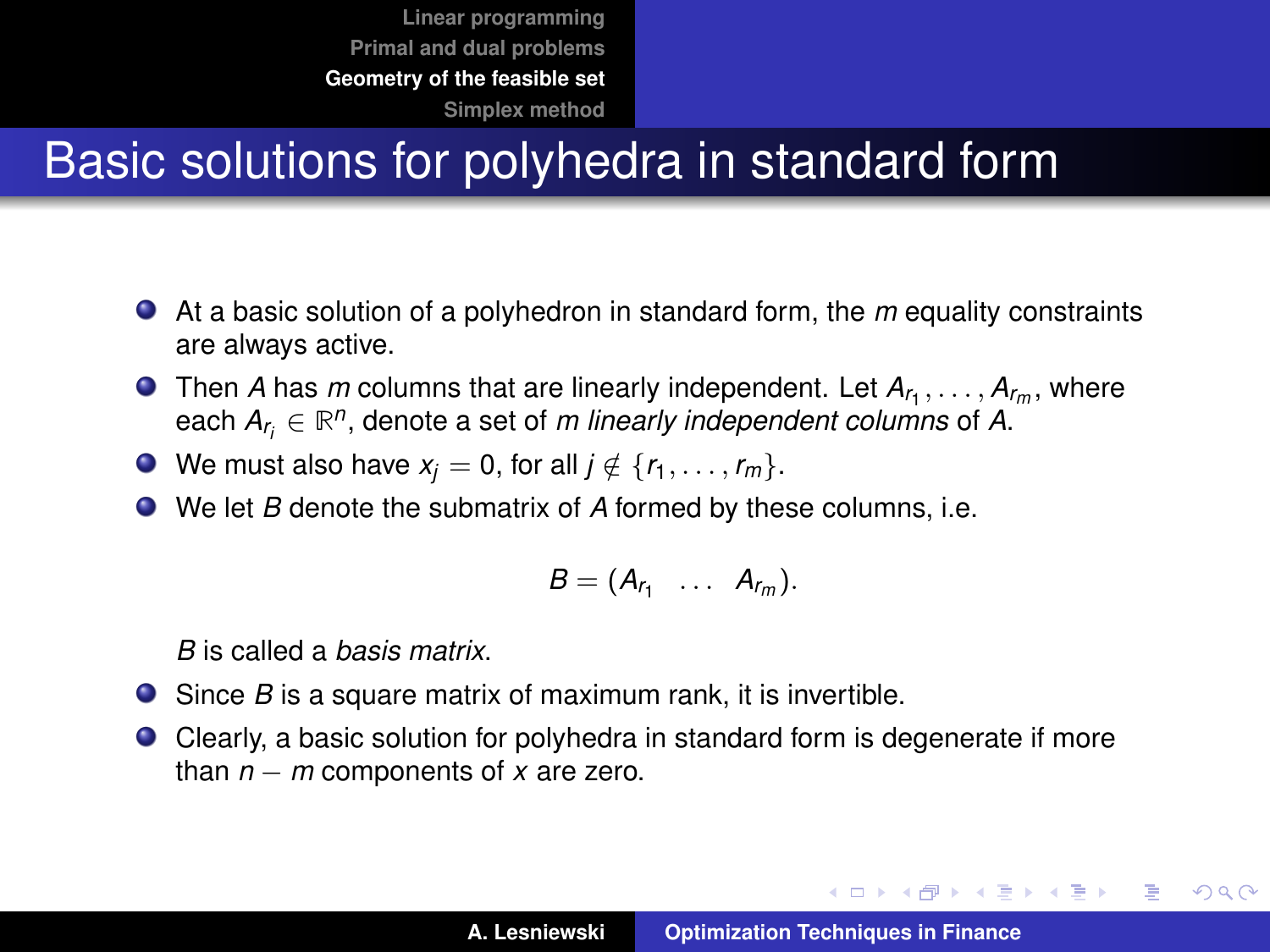# Basic solutions for polyhedra in standard form

- At a basic solution of a polyhedron in standard form, the $m$ equality constraints are always active.
- Then $A$ has $m$ columns that are linearly independent. Let $A_{r_1}, \ldots, A_{r_m}$, where each $A_{r_i} \in \mathbb{R}^n$, denote a set of $m$ *linearly independent columns* of $A$.
- We must also have $x_j = 0$, for all $j \notin \{r_1, \ldots, r_m\}$.
- We let $B$ denote the submatrix of $A$ formed by these columns, i.e.

$$B = (A_{r_1} \quad \ldots \quad A_{r_m}).$$

  $B$ is called a *basis matrix*.
- Since $B$ is a square matrix of maximum rank, it is invertible.
- Clearly, a basic solution for polyhedra in standard form is degenerate if more than $n - m$ components of $x$ are zero.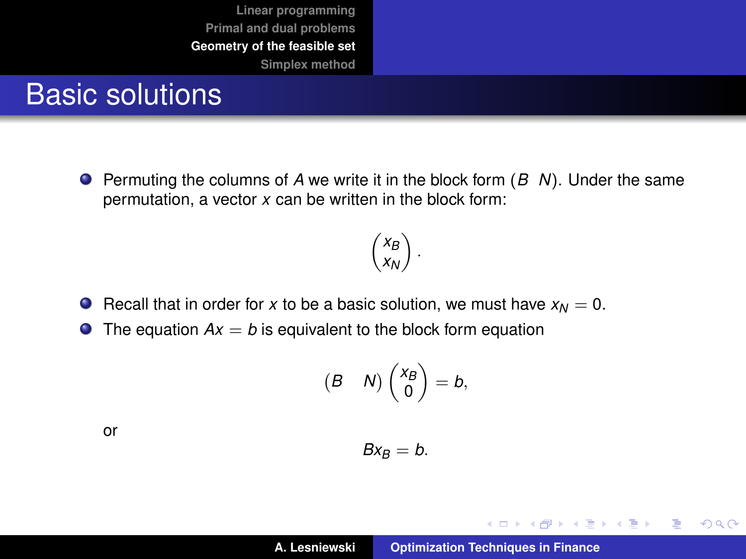# Basic solutions

- Permuting the columns of $A$ we write it in the block form $(B \quad N)$. Under the same permutation, a vector $x$ can be written in the block form:

$$\begin{pmatrix} x_B \\ x_N \end{pmatrix}.$$

- Recall that in order for $x$ to be a basic solution, we must have $x_N = 0$.
- The equation $Ax = b$ is equivalent to the block form equation

$$\begin{pmatrix} B & N \end{pmatrix} \begin{pmatrix} x_B \\ 0 \end{pmatrix} = b,$$

or

$$Bx_B = b.$$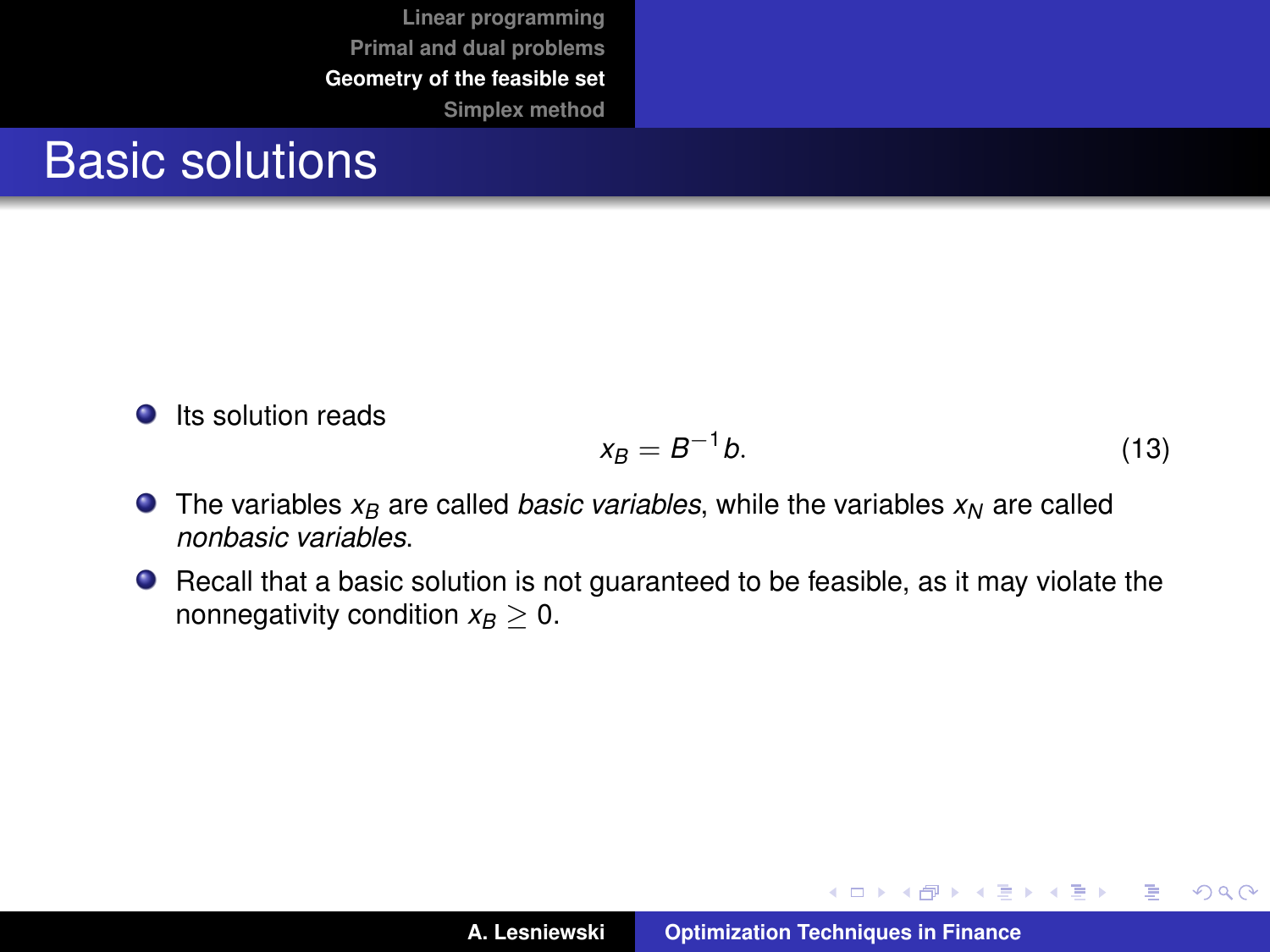# Basic solutions

- Its solution reads
$$x_B = B^{-1}b. \tag{13}$$
- The variables $x_B$ are called *basic variables*, while the variables $x_N$ are called *nonbasic variables*.
- Recall that a basic solution is not guaranteed to be feasible, as it may violate the nonnegativity condition $x_B \geq 0$.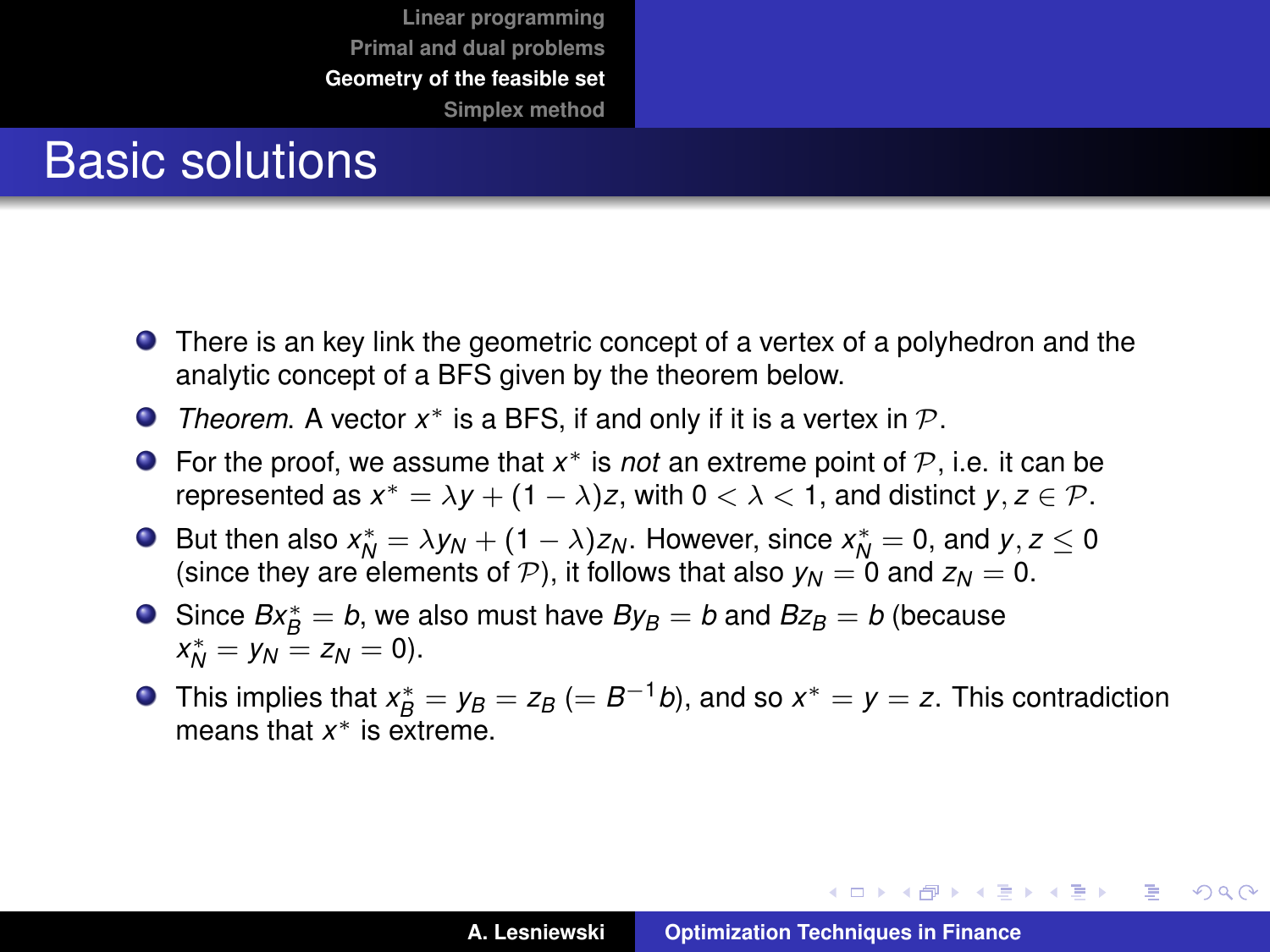# Basic solutions

- There is an key link the geometric concept of a vertex of a polyhedron and the analytic concept of a BFS given by the theorem below.
- *Theorem*. A vector $x^*$ is a BFS, if and only if it is a vertex in $\mathcal{P}$.
- For the proof, we assume that $x^*$ is *not* an extreme point of $\mathcal{P}$, i.e. it can be represented as $x^* = \lambda y + (1-\lambda)z$, with $0 < \lambda < 1$, and distinct $y, z \in \mathcal{P}$.
- But then also $x_N^* = \lambda y_N + (1-\lambda)z_N$. However, since $x_N^* = 0$, and $y, z \leq 0$ (since they are elements of $\mathcal{P}$), it follows that also $y_N = 0$ and $z_N = 0$.
- Since $Bx_B^* = b$, we also must have $By_B = b$ and $Bz_B = b$ (because $x_N^* = y_N = z_N = 0$).
- This implies that $x_B^* = y_B = z_B$ $(= B^{-1}b)$, and so $x^* = y = z$. This contradiction means that $x^*$ is extreme.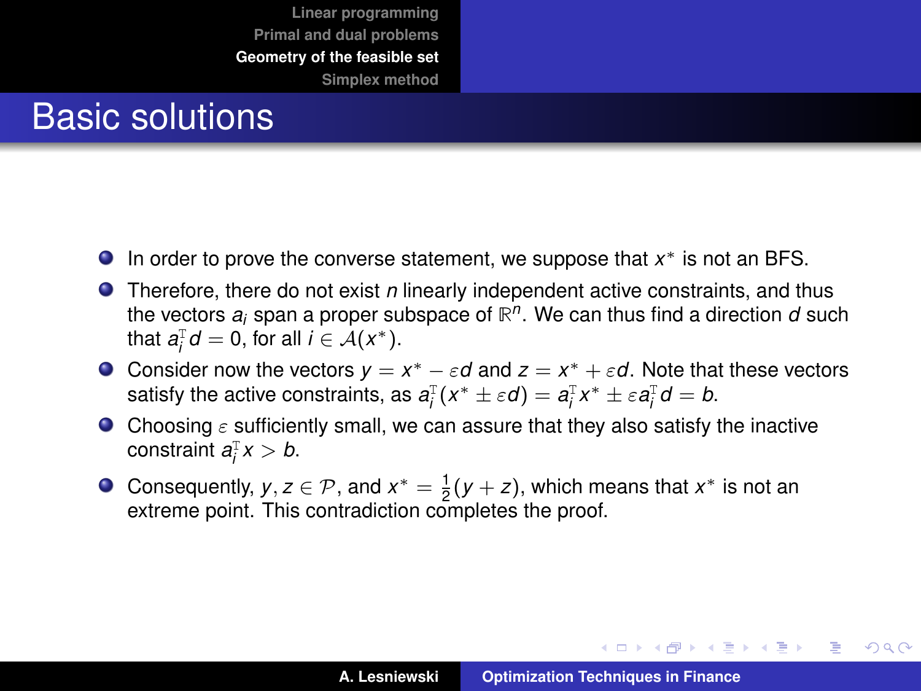# Basic solutions

- In order to prove the converse statement, we suppose that $x^*$ is not an BFS.
- Therefore, there do not exist $n$ linearly independent active constraints, and thus the vectors $a_i$ span a proper subspace of $\mathbb{R}^n$. We can thus find a direction $d$ such that $a_i^{\mathrm{T}} d = 0$, for all $i \in \mathcal{A}(x^*)$.
- Consider now the vectors $y = x^* - \varepsilon d$ and $z = x^* + \varepsilon d$. Note that these vectors satisfy the active constraints, as $a_i^{\mathrm{T}}(x^* \pm \varepsilon d) = a_i^{\mathrm{T}} x^* \pm \varepsilon a_i^{\mathrm{T}} d = b$.
- Choosing $\varepsilon$ sufficiently small, we can assure that they also satisfy the inactive constraint $a_i^{\mathrm{T}} x > b$.
- Consequently, $y, z \in \mathcal{P}$, and $x^* = \frac{1}{2}(y + z)$, which means that $x^*$ is not an extreme point. This contradiction completes the proof.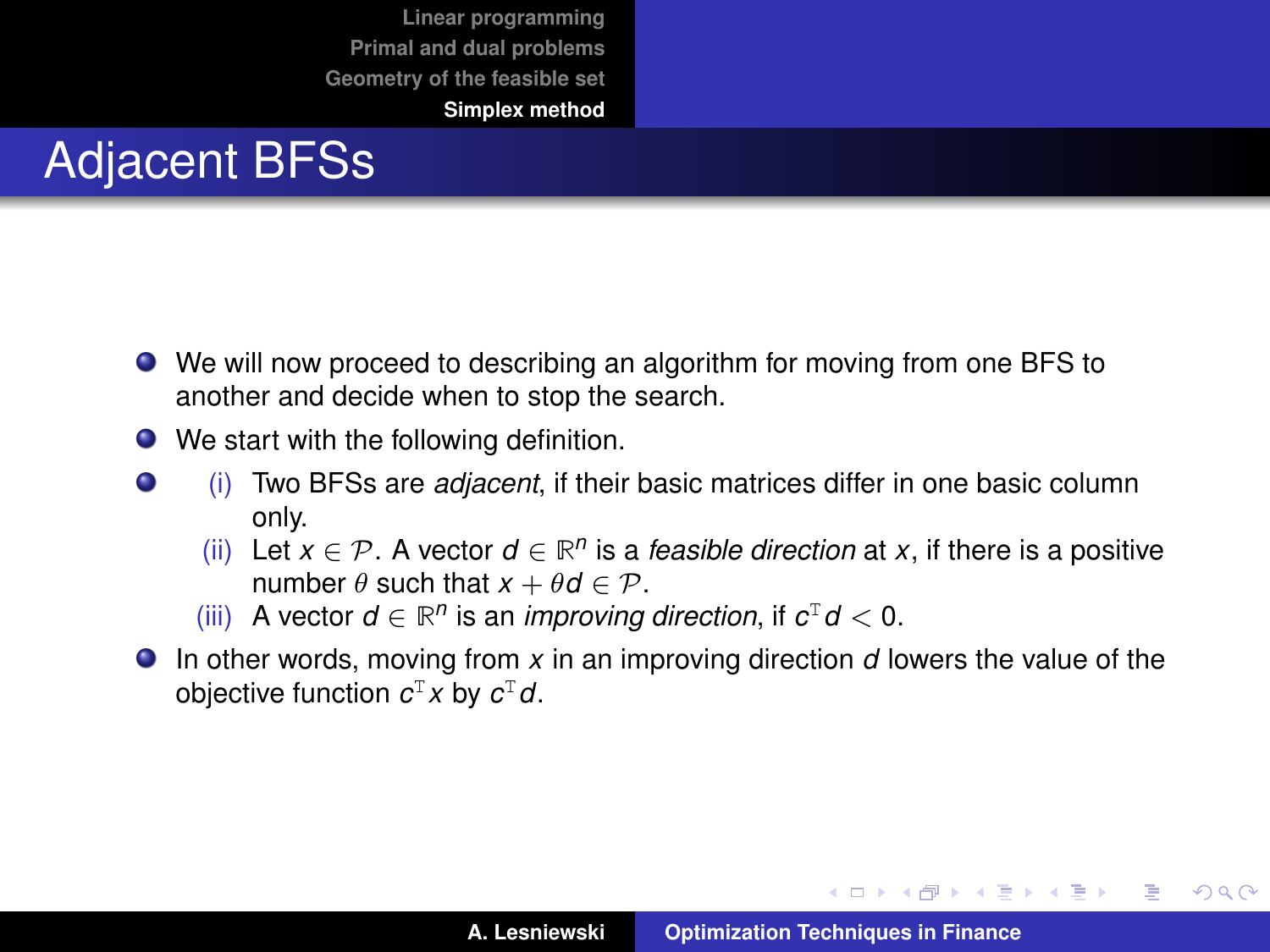# Adjacent BFSs

- We will now proceed to describing an algorithm for moving from one BFS to another and decide when to stop the search.
- We start with the following definition.
- (i) Two BFSs are *adjacent*, if their basic matrices differ in one basic column only.
  
  (ii) Let $x \in \mathcal{P}$. A vector $d \in \mathbb{R}^n$ is a *feasible direction* at $x$, if there is a positive number $\theta$ such that $x + \theta d \in \mathcal{P}$.
  
  (iii) A vector $d \in \mathbb{R}^n$ is an *improving direction*, if $c^{\mathrm{T}} d < 0$.
- In other words, moving from $x$ in an improving direction $d$ lowers the value of the objective function $c^{\mathrm{T}} x$ by $c^{\mathrm{T}} d$.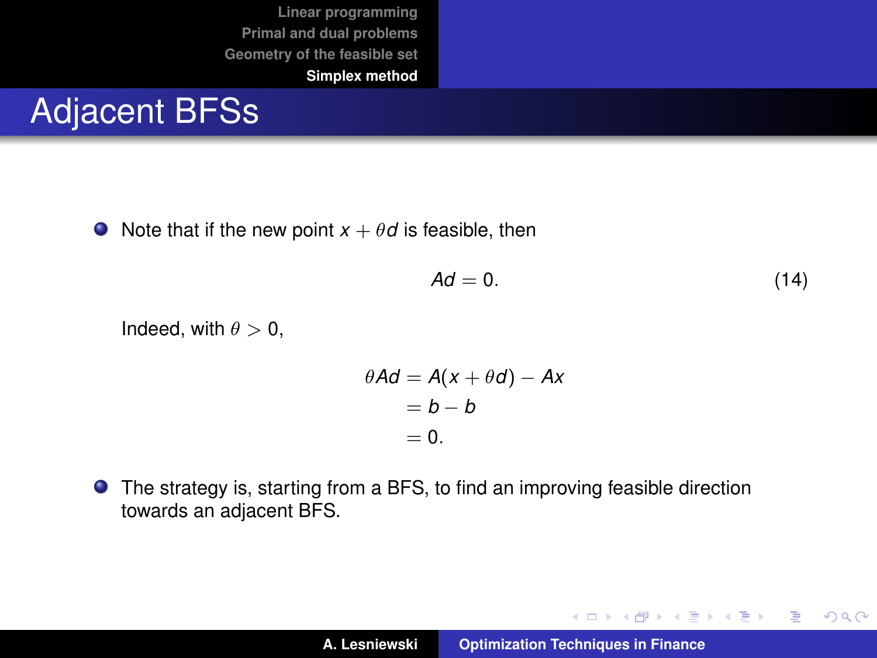# Adjacent BFSs

- Note that if the new point $x + \theta d$ is feasible, then

$$Ad = 0. \tag{14}$$

Indeed, with $\theta > 0$,

$$\begin{aligned} \theta A d &= A(x + \theta d) - Ax \\ &= b - b \\ &= 0. \end{aligned}$$

- The strategy is, starting from a BFS, to find an improving feasible direction towards an adjacent BFS.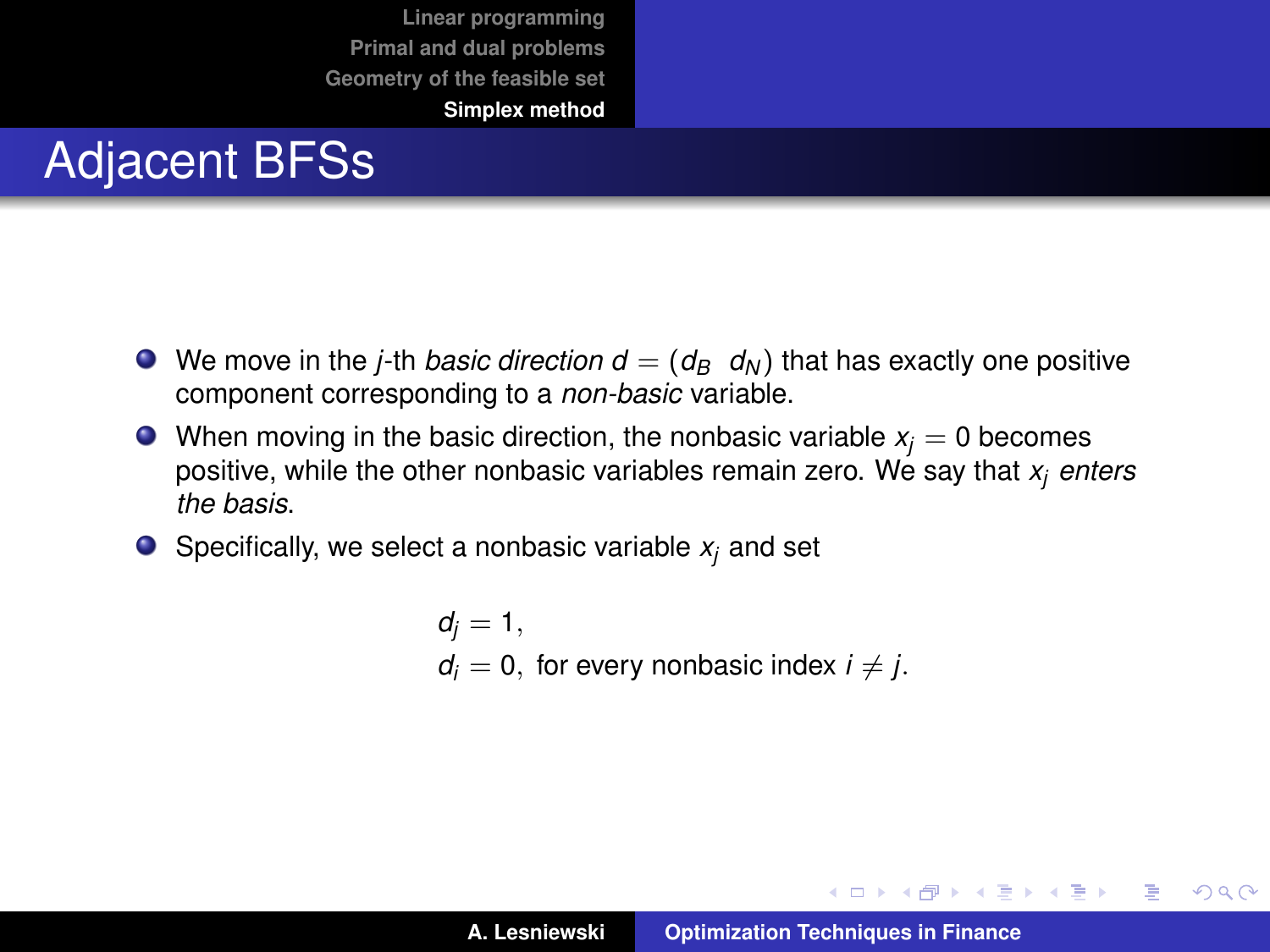# Adjacent BFSs

- We move in the $j$-th *basic direction* $d = (d_B \;\; d_N)$ that has exactly one positive component corresponding to a *non-basic* variable.
- When moving in the basic direction, the nonbasic variable $x_j = 0$ becomes positive, while the other nonbasic variables remain zero. We say that $x_j$ *enters the basis*.
- Specifically, we select a nonbasic variable $x_j$ and set

$$
\begin{aligned}
&d_j = 1, \\
&d_i = 0, \text{ for every nonbasic index } i \neq j.
\end{aligned}
$$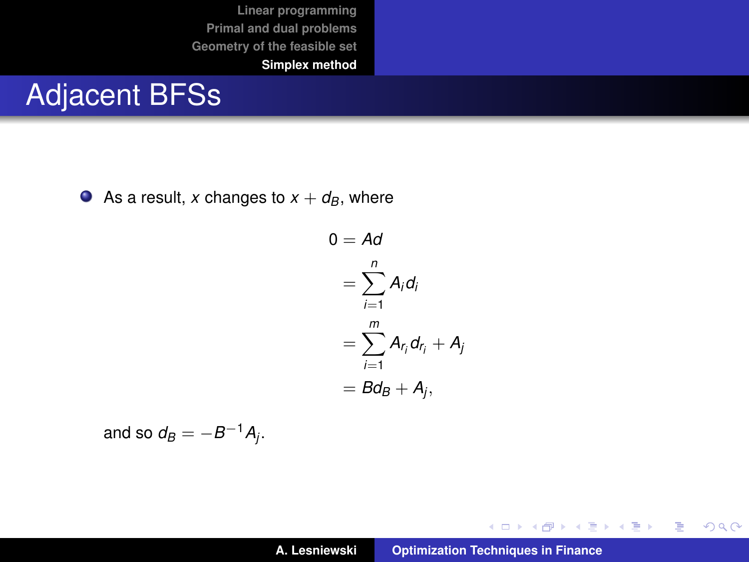# Adjacent BFSs

- As a result, $x$ changes to $x + d_B$, where

$$
\begin{aligned}
0 &= Ad \\
&= \sum_{i=1}^{n} A_i d_i \\
&= \sum_{i=1}^{m} A_{r_i} d_{r_i} + A_j \\
&= B d_B + A_j,
\end{aligned}
$$

and so $d_B = -B^{-1} A_j$.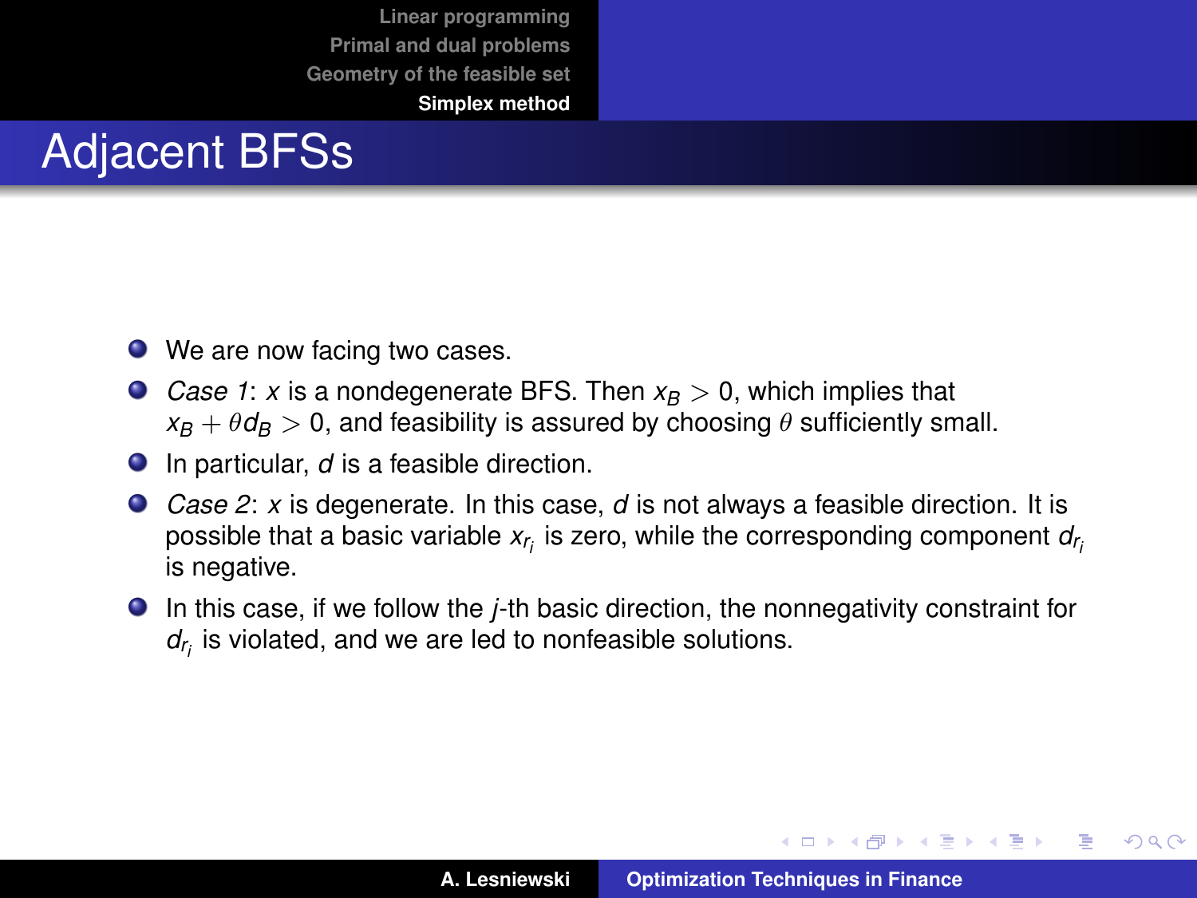# Adjacent BFSs

- We are now facing two cases.
- *Case 1*: $x$ is a nondegenerate BFS. Then $x_B > 0$, which implies that $x_B + \theta d_B > 0$, and feasibility is assured by choosing $\theta$ sufficiently small.
- In particular, $d$ is a feasible direction.
- *Case 2*: $x$ is degenerate. In this case, $d$ is not always a feasible direction. It is possible that a basic variable $x_{r_i}$ is zero, while the corresponding component $d_{r_i}$ is negative.
- In this case, if we follow the $j$-th basic direction, the nonnegativity constraint for $d_{r_i}$ is violated, and we are led to nonfeasible solutions.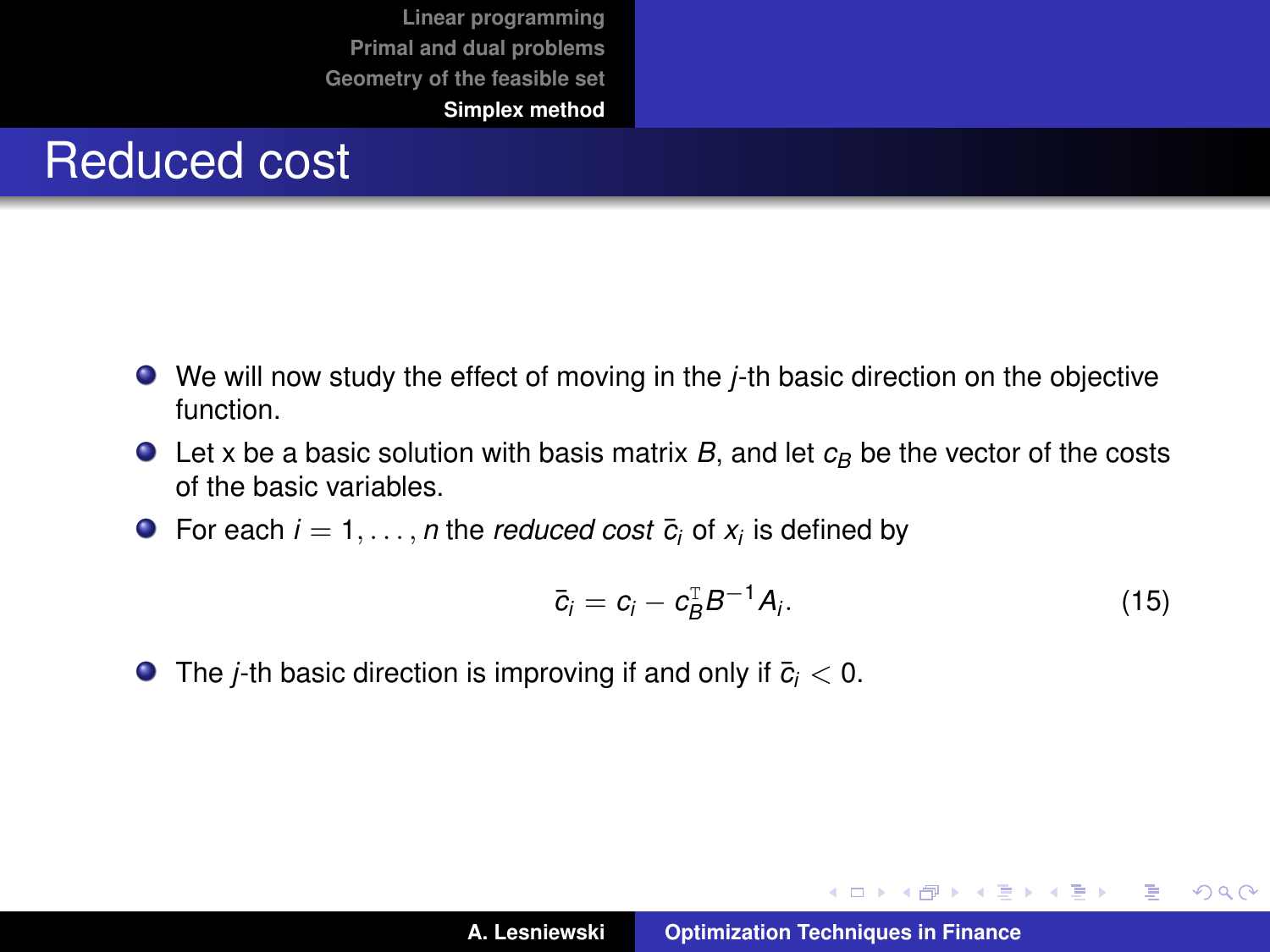## Reduced cost

- We will now study the effect of moving in the $j$-th basic direction on the objective function.
- Let x be a basic solution with basis matrix $B$, and let $c_B$ be the vector of the costs of the basic variables.
- For each $i = 1, \ldots, n$ the *reduced cost* $\bar{c}_i$ of $x_i$ is defined by

$$\bar{c}_i = c_i - c_B^{\mathrm{T}} B^{-1} A_i. \tag{15}$$

- The $j$-th basic direction is improving if and only if $\bar{c}_i < 0$.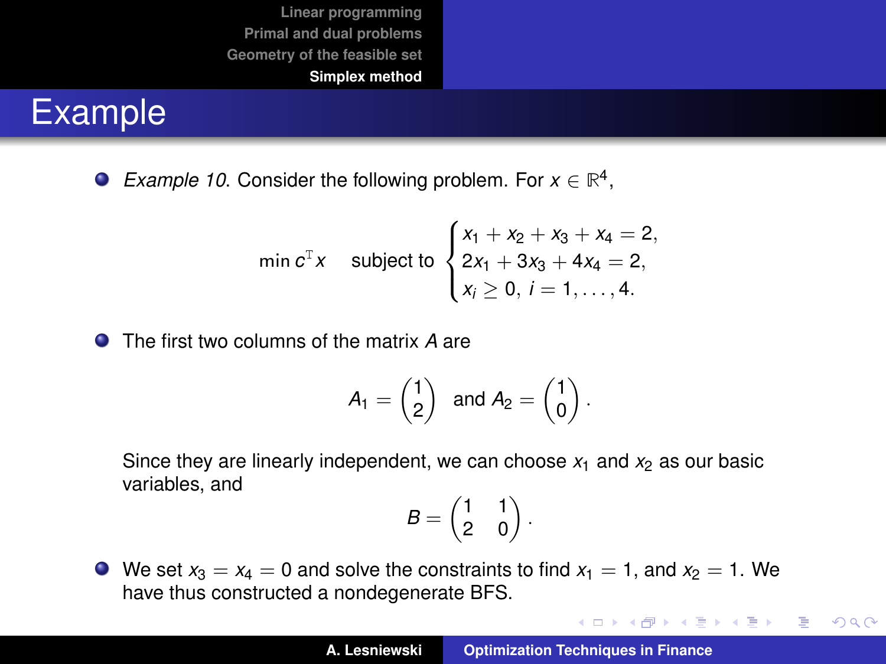# Example

- *Example 10*. Consider the following problem. For $x \in \mathbb{R}^4$,

$$\min c^{\mathrm{T}} x \quad \text{subject to} \begin{cases} x_1 + x_2 + x_3 + x_4 = 2, \\ 2x_1 + 3x_3 + 4x_4 = 2, \\ x_i \geq 0, \; i = 1, \ldots, 4. \end{cases}$$

- The first two columns of the matrix $A$ are

$$A_1 = \begin{pmatrix} 1 \\ 2 \end{pmatrix} \text{ and } A_2 = \begin{pmatrix} 1 \\ 0 \end{pmatrix}.$$

  Since they are linearly independent, we can choose $x_1$ and $x_2$ as our basic variables, and

$$B = \begin{pmatrix} 1 & 1 \\ 2 & 0 \end{pmatrix}.$$

- We set $x_3 = x_4 = 0$ and solve the constraints to find $x_1 = 1$, and $x_2 = 1$. We have thus constructed a nondegenerate BFS.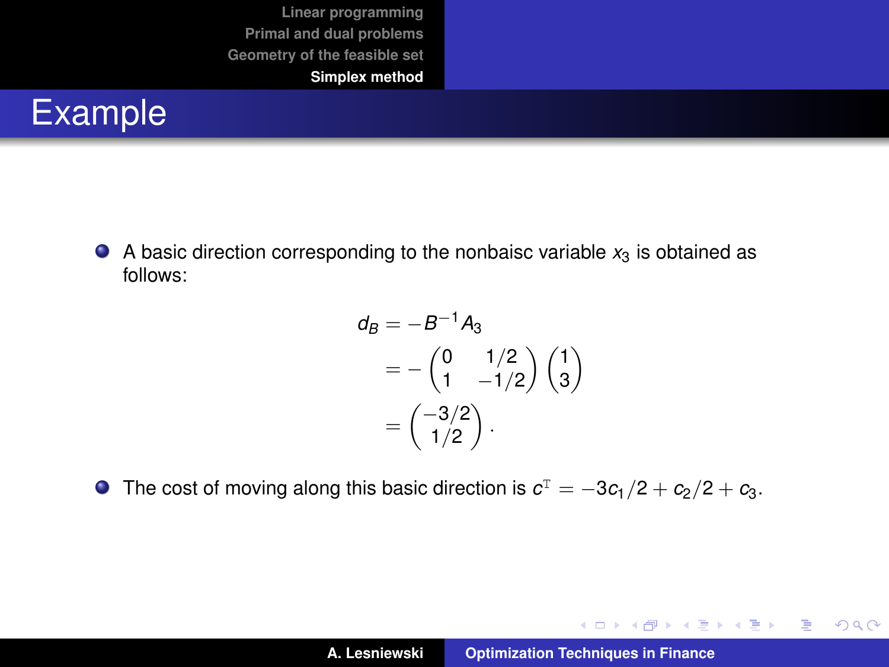# Example

- A basic direction corresponding to the nonbaisc variable $x_3$ is obtained as follows:

$$
\begin{aligned}
d_B &= -B^{-1}A_3 \\
&= -\begin{pmatrix} 0 & 1/2 \\ 1 & -1/2 \end{pmatrix} \begin{pmatrix} 1 \\ 3 \end{pmatrix} \\
&= \begin{pmatrix} -3/2 \\ 1/2 \end{pmatrix}.
\end{aligned}
$$

- The cost of moving along this basic direction is $c^{\mathrm{T}} = -3c_1/2 + c_2/2 + c_3$.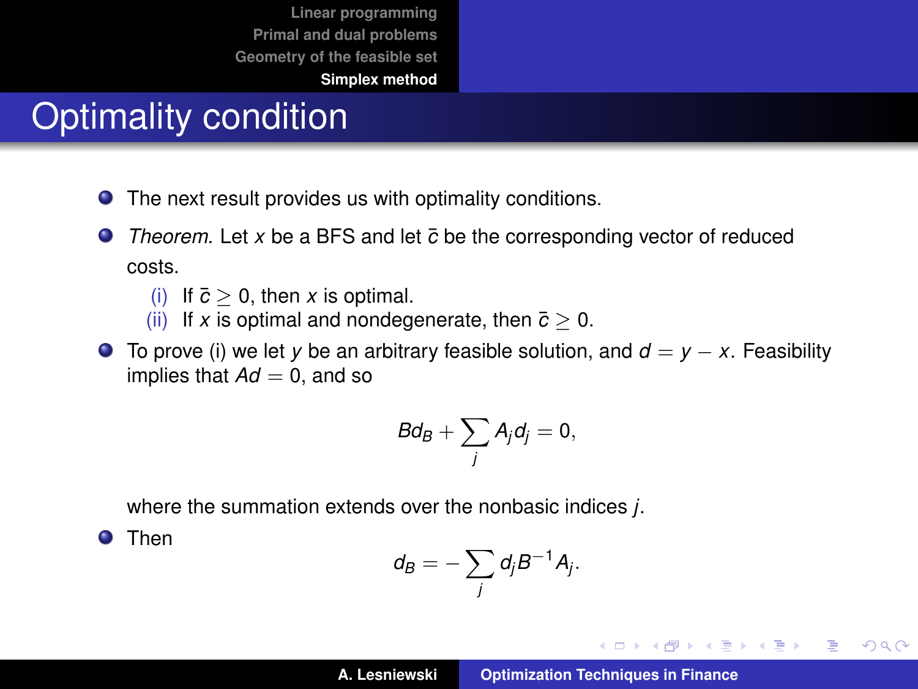# Optimality condition

- The next result provides us with optimality conditions.
- *Theorem.* Let $x$ be a BFS and let $\bar{c}$ be the corresponding vector of reduced costs.
  - (i) If $\bar{c} \geq 0$, then $x$ is optimal.
  - (ii) If $x$ is optimal and nondegenerate, then $\bar{c} \geq 0$.
- To prove (i) we let $y$ be an arbitrary feasible solution, and $d = y - x$. Feasibility implies that $Ad = 0$, and so

$$Bd_B + \sum_j A_j d_j = 0,$$

where the summation extends over the nonbasic indices $j$.

- Then

$$d_B = -\sum_j d_j B^{-1} A_j.$$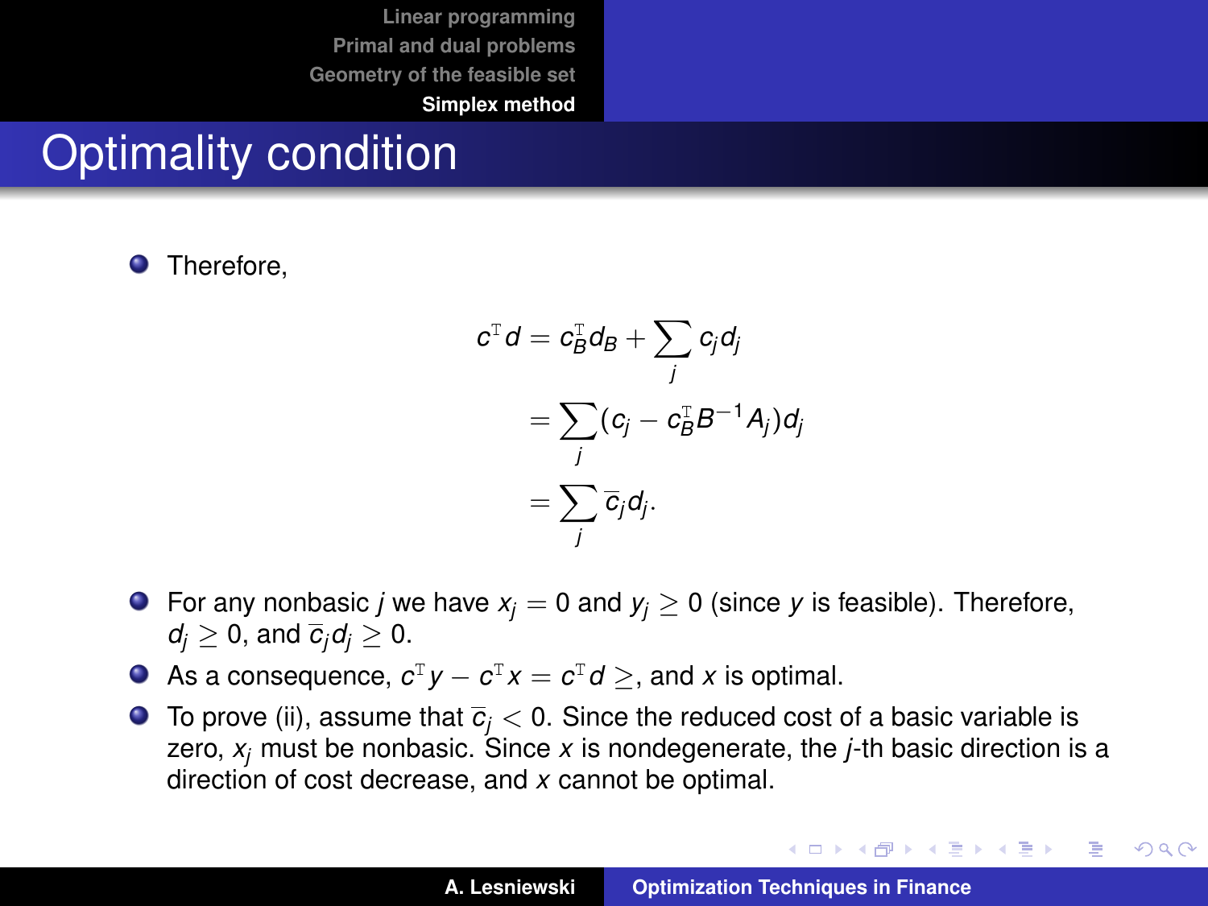# Optimality condition

- Therefore,

$$
\begin{aligned}
c^{\mathrm{T}} d &= c_B^{\mathrm{T}} d_B + \sum_j c_j d_j \\
&= \sum_j (c_j - c_B^{\mathrm{T}} B^{-1} A_j) d_j \\
&= \sum_j \overline{c}_j d_j .
\end{aligned}
$$

- For any nonbasic $j$ we have $x_j = 0$ and $y_j \geq 0$ (since $y$ is feasible). Therefore, $d_j \geq 0$, and $\overline{c}_j d_j \geq 0$.
- As a consequence, $c^{\mathrm{T}} y - c^{\mathrm{T}} x = c^{\mathrm{T}} d \geq$, and $x$ is optimal.
- To prove (ii), assume that $\overline{c}_j < 0$. Since the reduced cost of a basic variable is zero, $x_j$ must be nonbasic. Since $x$ is nondegenerate, the $j$-th basic direction is a direction of cost decrease, and $x$ cannot be optimal.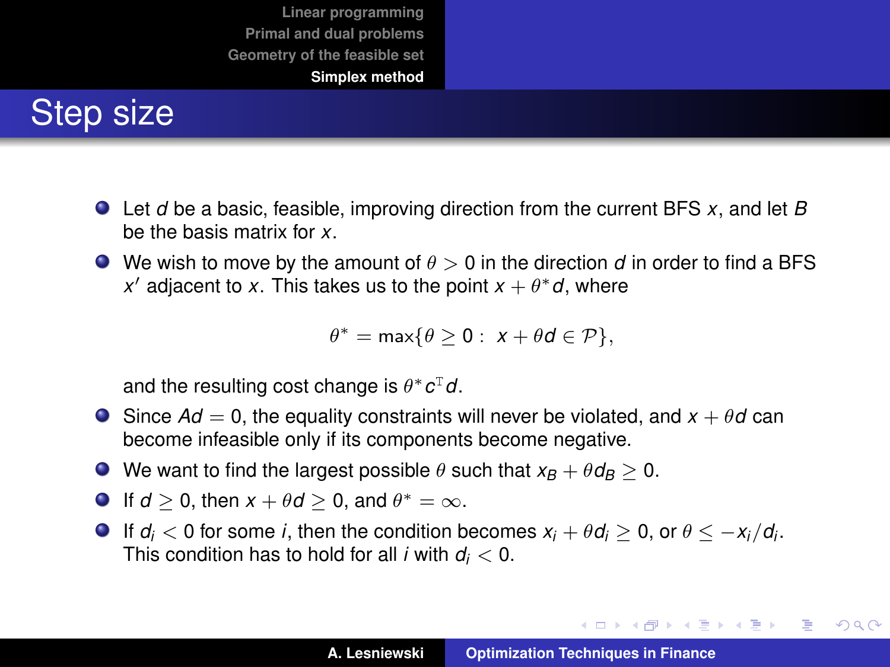# Step size

- Let $d$ be a basic, feasible, improving direction from the current BFS $x$, and let $B$ be the basis matrix for $x$.
- We wish to move by the amount of $\theta > 0$ in the direction $d$ in order to find a BFS $x'$ adjacent to $x$. This takes us to the point $x + \theta^* d$, where

$$\theta^* = \max\{\theta \geq 0 : \ x + \theta d \in \mathcal{P}\},$$

  and the resulting cost change is $\theta^* c^{\mathrm{T}} d$.
- Since $Ad = 0$, the equality constraints will never be violated, and $x + \theta d$ can become infeasible only if its components become negative.
- We want to find the largest possible $\theta$ such that $x_B + \theta d_B \geq 0$.
- If $d \geq 0$, then $x + \theta d \geq 0$, and $\theta^* = \infty$.
- If $d_i < 0$ for some $i$, then the condition becomes $x_i + \theta d_i \geq 0$, or $\theta \leq -x_i / d_i$. This condition has to hold for all $i$ with $d_i < 0$.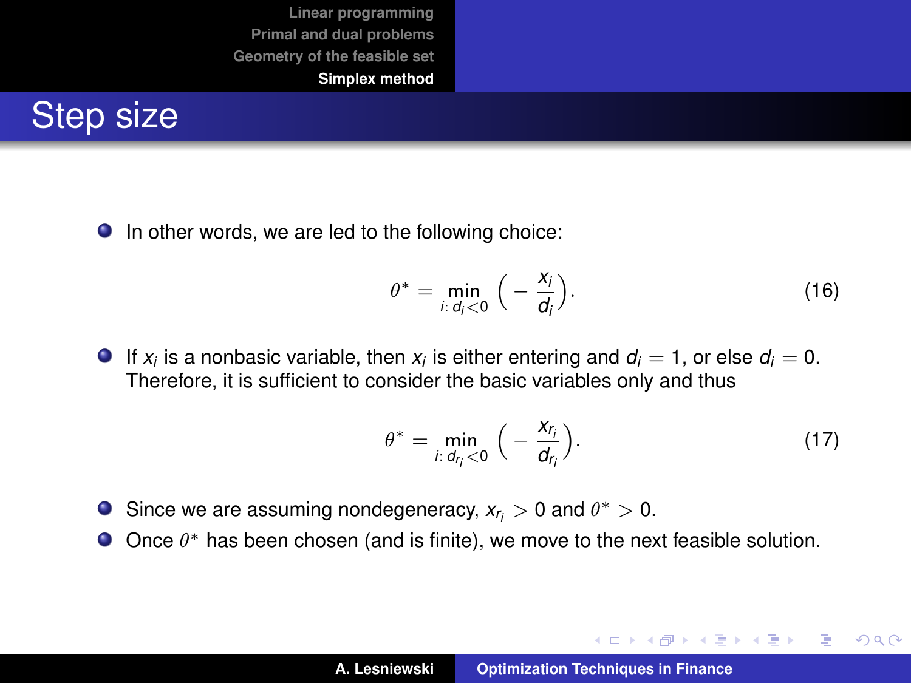## Step size

- In other words, we are led to the following choice:

$$\theta^* = \min_{i:\, d_i < 0} \Big( -\frac{x_i}{d_i} \Big). \tag{16}$$

- If $x_i$ is a nonbasic variable, then $x_i$ is either entering and $d_i = 1$, or else $d_i = 0$. Therefore, it is sufficient to consider the basic variables only and thus

$$\theta^* = \min_{i:\, d_{r_i} < 0} \Big( -\frac{x_{r_i}}{d_{r_i}} \Big). \tag{17}$$

- Since we are assuming nondegeneracy, $x_{r_i} > 0$ and $\theta^* > 0$.
- Once $\theta^*$ has been chosen (and is finite), we move to the next feasible solution.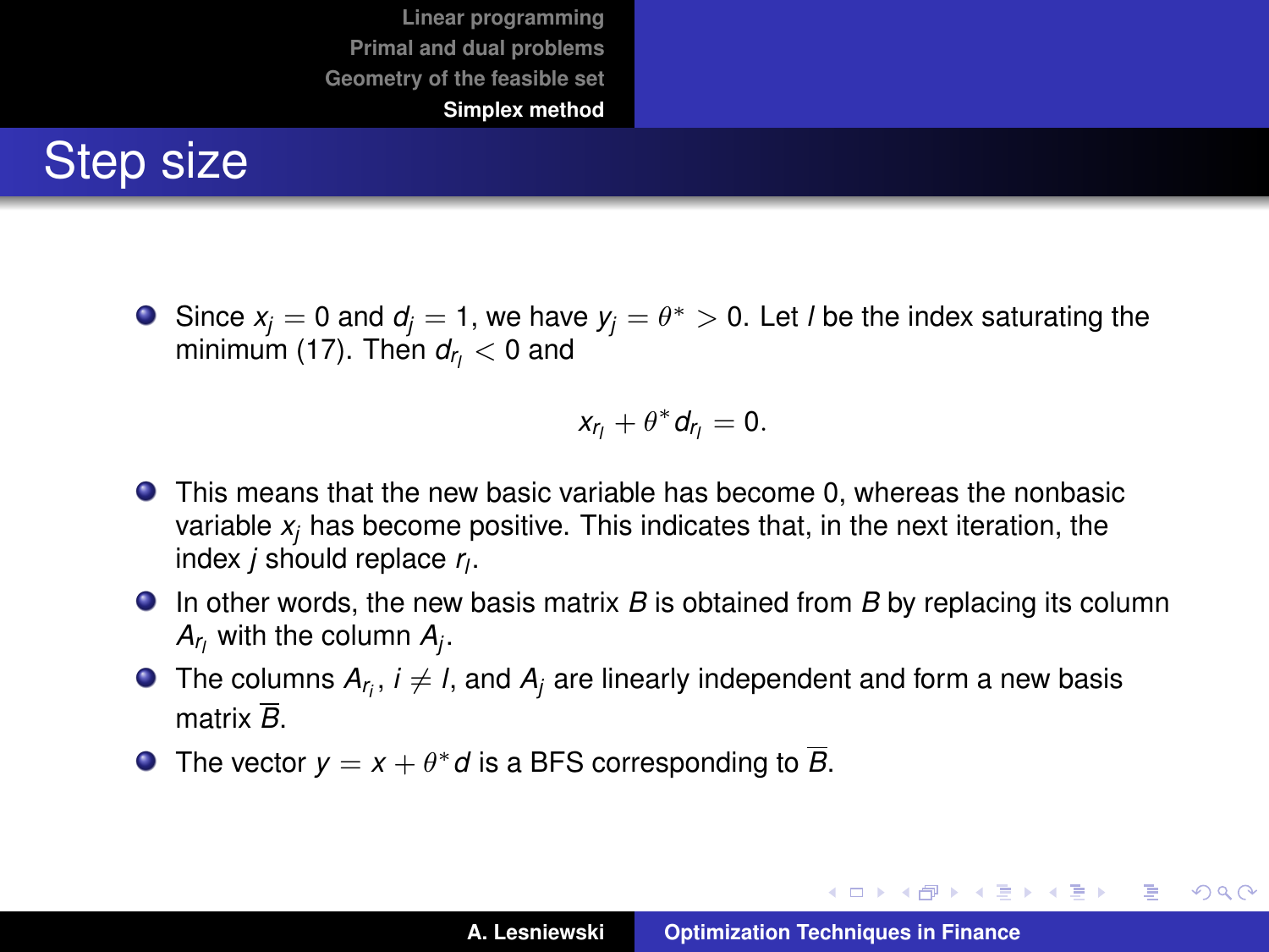## Step size

- Since $x_j = 0$ and $d_j = 1$, we have $y_j = \theta^* > 0$. Let $l$ be the index saturating the minimum (17). Then $d_{r_l} < 0$ and

$$x_{r_l} + \theta^* d_{r_l} = 0.$$

- This means that the new basic variable has become 0, whereas the nonbasic variable $x_j$ has become positive. This indicates that, in the next iteration, the index $j$ should replace $r_l$.
- In other words, the new basis matrix $B$ is obtained from $B$ by replacing its column $A_{r_l}$ with the column $A_j$.
- The columns $A_{r_i}$, $i \neq l$, and $A_j$ are linearly independent and form a new basis matrix $\overline{B}$.
- The vector $y = x + \theta^* d$ is a BFS corresponding to $\overline{B}$.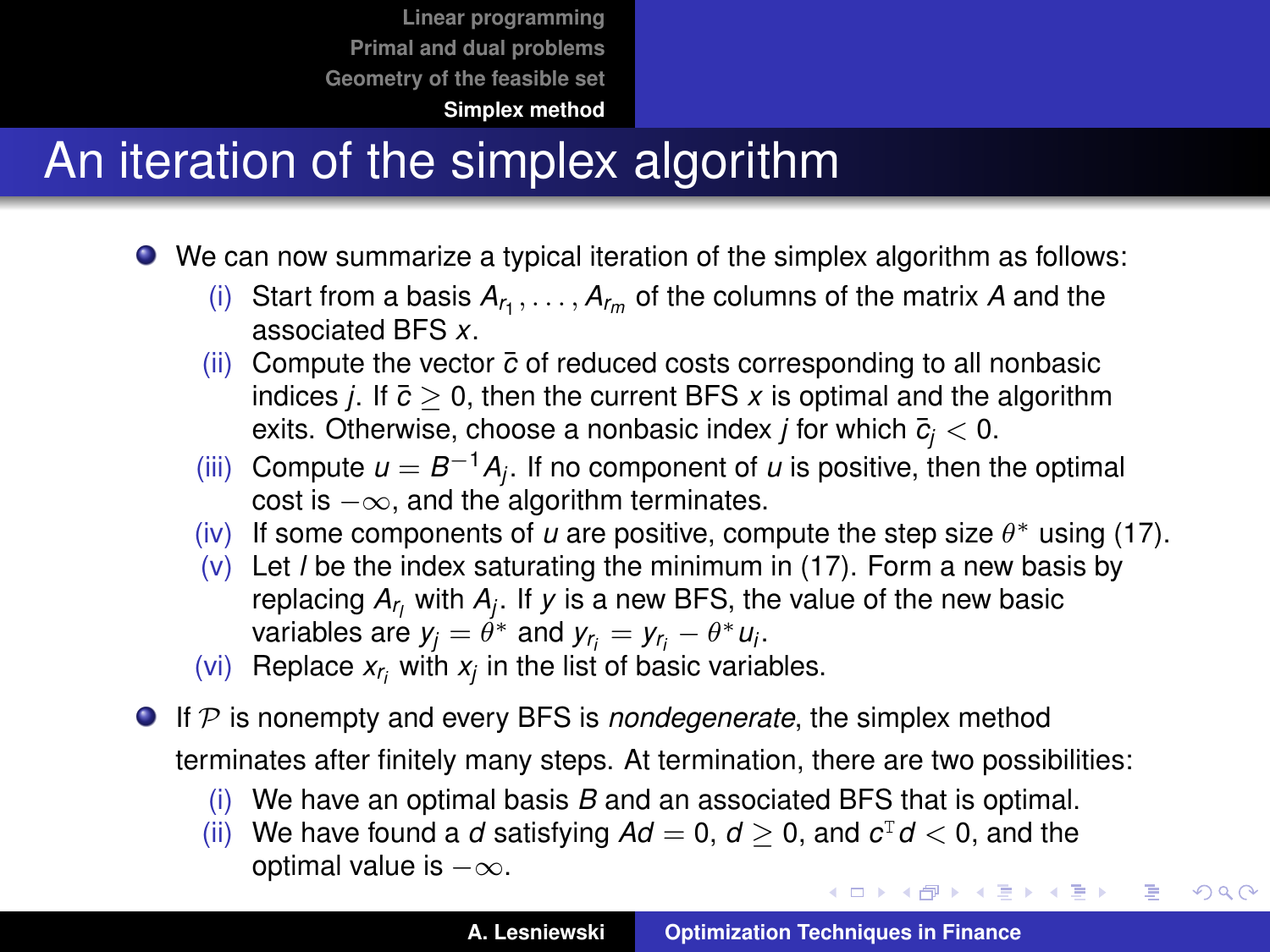# An iteration of the simplex algorithm

- We can now summarize a typical iteration of the simplex algorithm as follows:
  - (i) Start from a basis $A_{r_1}, \ldots, A_{r_m}$ of the columns of the matrix $A$ and the associated BFS $x$.
  - (ii) Compute the vector $\bar{c}$ of reduced costs corresponding to all nonbasic indices $j$. If $\bar{c} \geq 0$, then the current BFS $x$ is optimal and the algorithm exits. Otherwise, choose a nonbasic index $j$ for which $\bar{c}_j < 0$.
  - (iii) Compute $u = B^{-1} A_j$. If no component of $u$ is positive, then the optimal cost is $-\infty$, and the algorithm terminates.
  - (iv) If some components of $u$ are positive, compute the step size $\theta^*$ using (17).
  - (v) Let $l$ be the index saturating the minimum in (17). Form a new basis by replacing $A_{r_l}$ with $A_j$. If $y$ is a new BFS, the value of the new basic variables are $y_j = \theta^*$ and $y_{r_i} = y_{r_i} - \theta^* u_i$.
  - (vi) Replace $x_{r_l}$ with $x_j$ in the list of basic variables.
- If $\mathcal{P}$ is nonempty and every BFS is *nondegenerate*, the simplex method terminates after finitely many steps. At termination, there are two possibilities:
  - (i) We have an optimal basis $B$ and an associated BFS that is optimal.
  - (ii) We have found a $d$ satisfying $Ad = 0$, $d \geq 0$, and $c^{\mathrm{T}} d < 0$, and the optimal value is $-\infty$.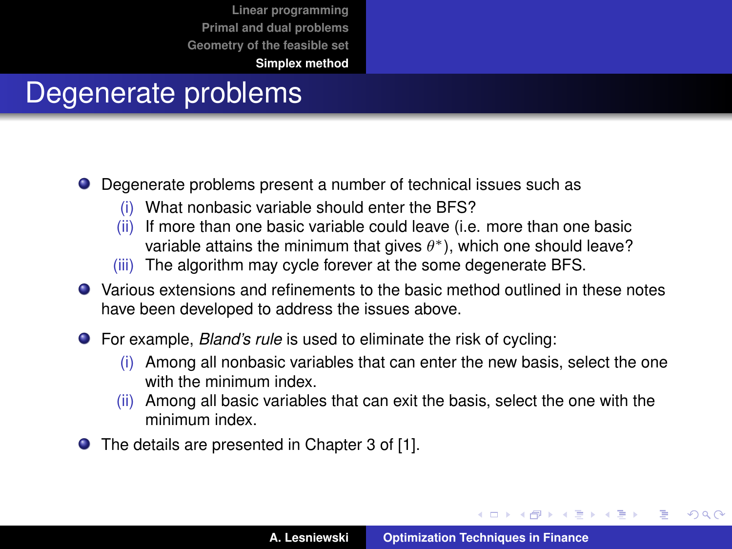# Degenerate problems

- Degenerate problems present a number of technical issues such as
  - (i) What nonbasic variable should enter the BFS?
  - (ii) If more than one basic variable could leave (i.e. more than one basic variable attains the minimum that gives $\theta^*$), which one should leave?
  - (iii) The algorithm may cycle forever at the some degenerate BFS.
- Various extensions and refinements to the basic method outlined in these notes have been developed to address the issues above.
- For example, *Bland's rule* is used to eliminate the risk of cycling:
  - (i) Among all nonbasic variables that can enter the new basis, select the one with the minimum index.
  - (ii) Among all basic variables that can exit the basis, select the one with the minimum index.
- The details are presented in Chapter 3 of [1].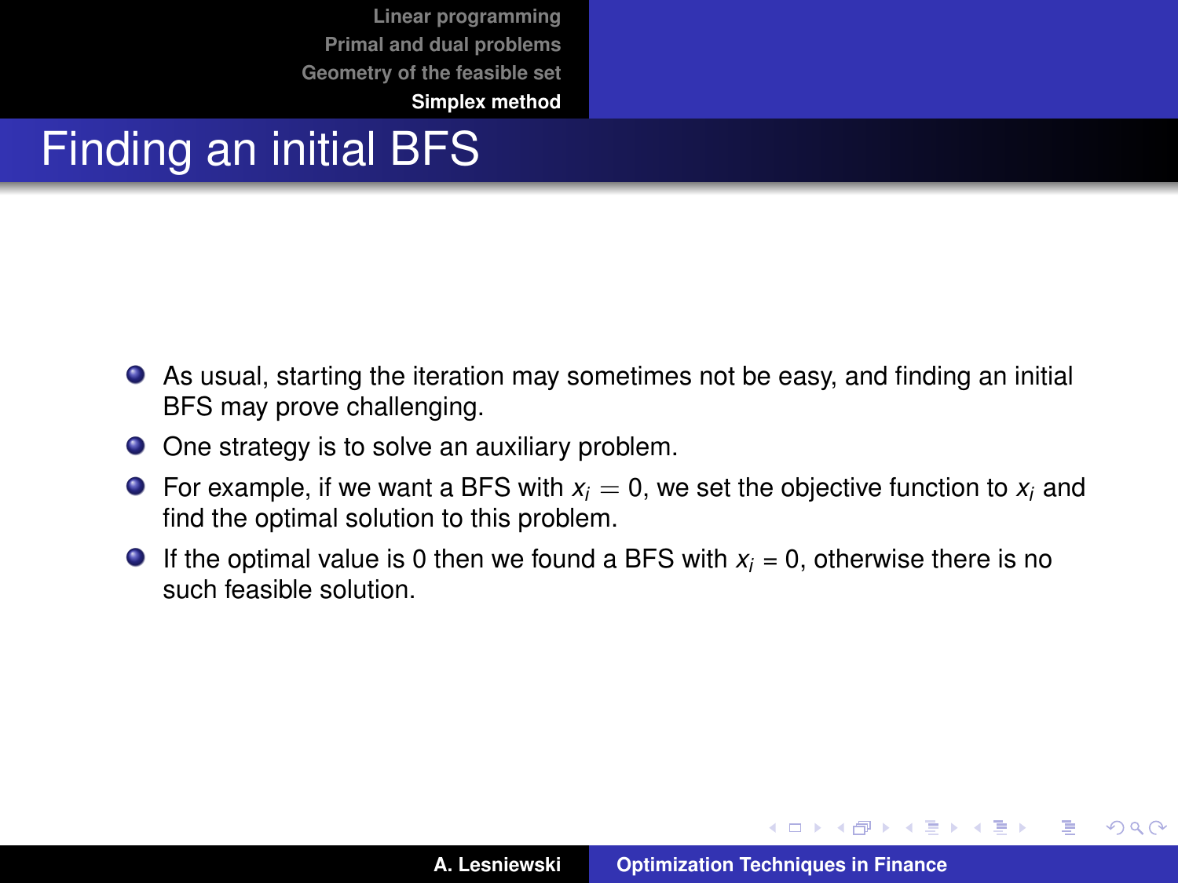# Finding an initial BFS

- As usual, starting the iteration may sometimes not be easy, and finding an initial BFS may prove challenging.
- One strategy is to solve an auxiliary problem.
- For example, if we want a BFS with $x_i = 0$, we set the objective function to $x_i$ and find the optimal solution to this problem.
- If the optimal value is 0 then we found a BFS with $x_i = 0$, otherwise there is no such feasible solution.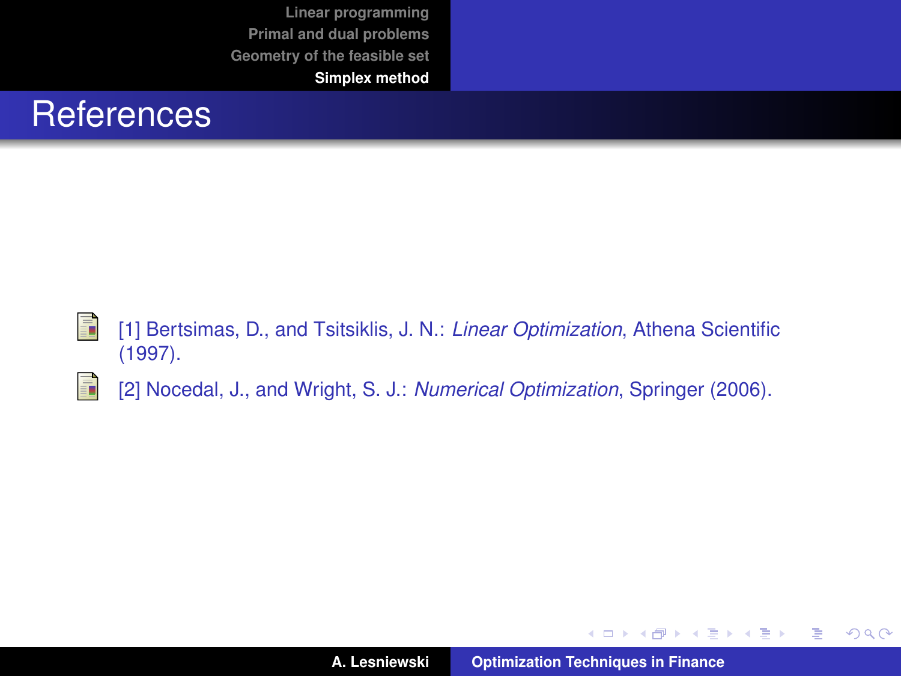# References

- [1] Bertsimas, D., and Tsitsiklis, J. N.: *Linear Optimization*, Athena Scientific (1997).
- [2] Nocedal, J., and Wright, S. J.: *Numerical Optimization*, Springer (2006).